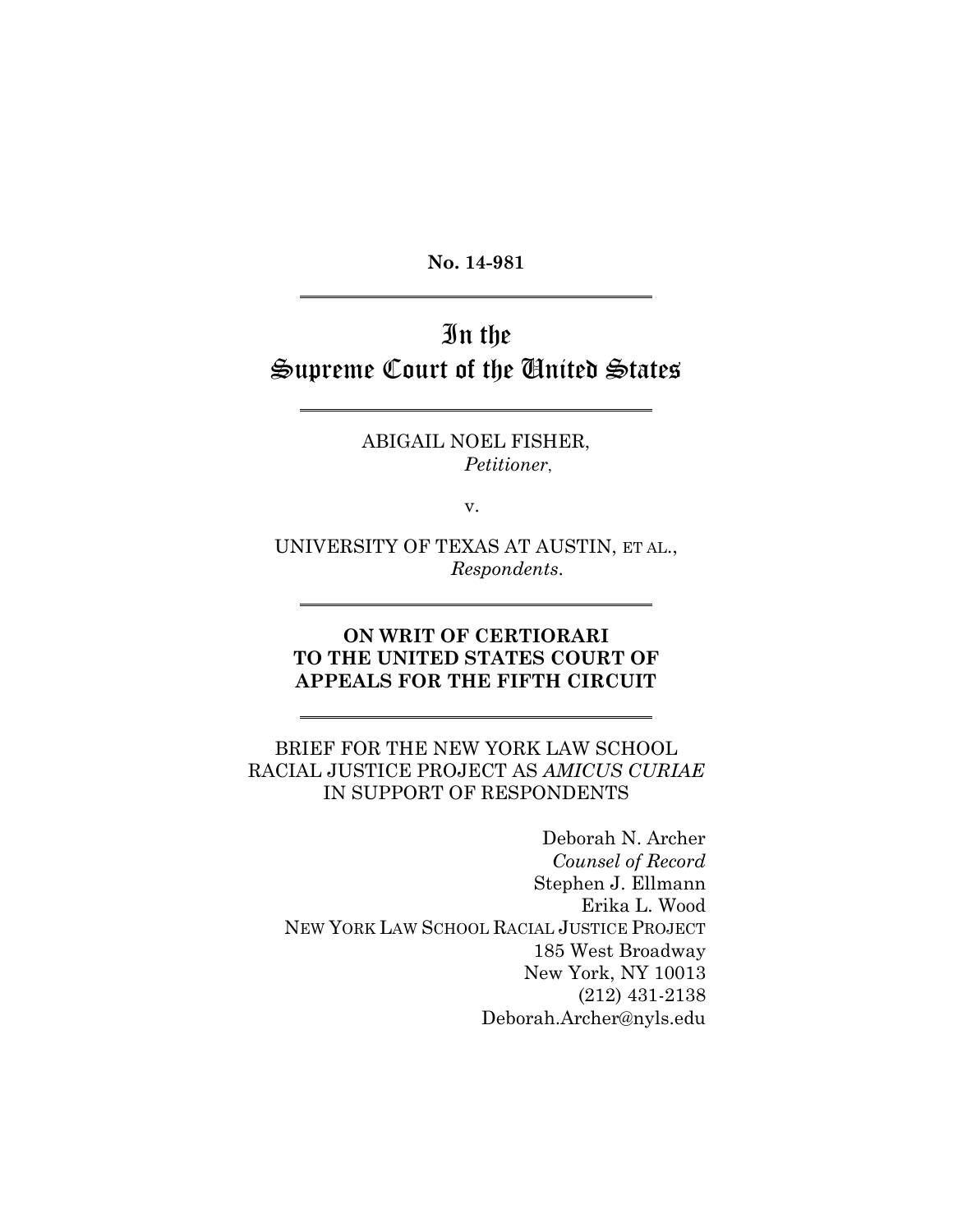**No. 14-981**

---

# In the Supreme Court of the United States

---

ABIGAIL NOEL FISHER,
*Petitioner*,

v.

UNIVERSITY OF TEXAS AT AUSTIN, ET AL.,
*Respondents*.

---

**ON WRIT OF CERTIORARI TO THE UNITED STATES COURT OF APPEALS FOR THE FIFTH CIRCUIT**

---

BRIEF FOR THE NEW YORK LAW SCHOOL RACIAL JUSTICE PROJECT AS *AMICUS CURIAE* IN SUPPORT OF RESPONDENTS

Deborah N. Archer
*Counsel of Record*
Stephen J. Ellmann
Erika L. Wood
NEW YORK LAW SCHOOL RACIAL JUSTICE PROJECT
185 West Broadway
New York, NY 10013
(212) 431-2138
Deborah.Archer@nyls.edu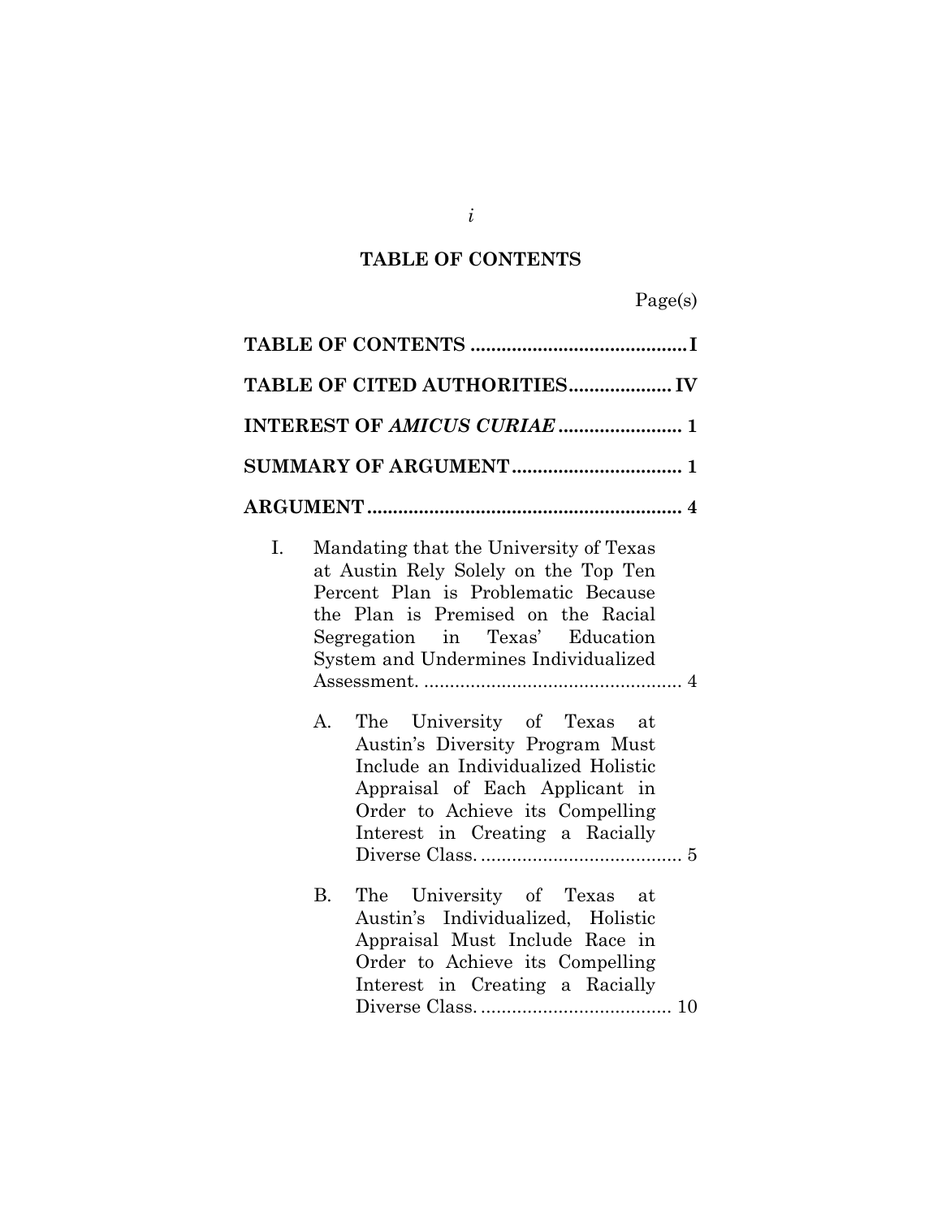## TABLE OF CONTENTS

Page(s)

**TABLE OF CONTENTS** .......................................... **I**

**TABLE OF CITED AUTHORITIES** .................... **IV**

**INTEREST OF *AMICUS CURIAE*** ........................ **1**

**SUMMARY OF ARGUMENT** ................................ **1**

**ARGUMENT** ............................................................ **4**

I. Mandating that the University of Texas at Austin Rely Solely on the Top Ten Percent Plan is Problematic Because the Plan is Premised on the Racial Segregation in Texas' Education System and Undermines Individualized Assessment. .................................................. 4

   A. The University of Texas at Austin's Diversity Program Must Include an Individualized Holistic Appraisal of Each Applicant in Order to Achieve its Compelling Interest in Creating a Racially Diverse Class. ....................................... 5

   B. The University of Texas at Austin's Individualized, Holistic Appraisal Must Include Race in Order to Achieve its Compelling Interest in Creating a Racially Diverse Class. ..................................... 10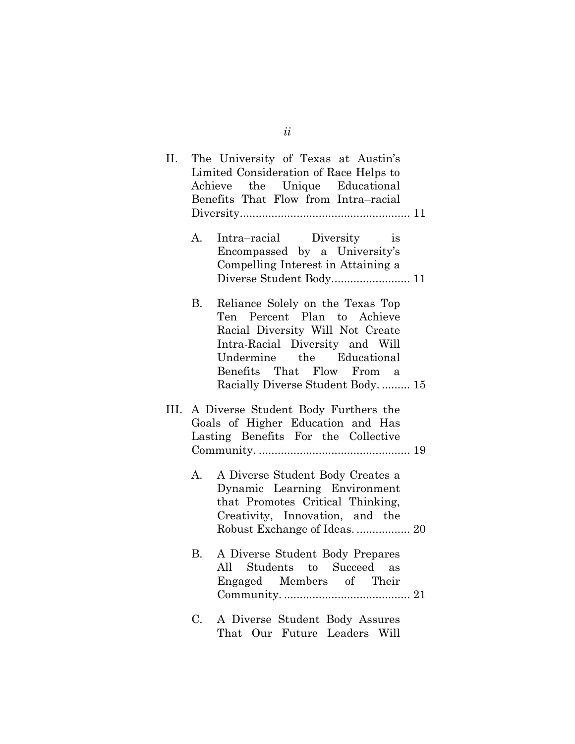II. The University of Texas at Austin's Limited Consideration of Race Helps to Achieve the Unique Educational Benefits That Flow from Intra–racial Diversity...................................................... 11

   A. Intra–racial Diversity is Encompassed by a University's Compelling Interest in Attaining a Diverse Student Body......................... 11

   B. Reliance Solely on the Texas Top Ten Percent Plan to Achieve Racial Diversity Will Not Create Intra-Racial Diversity and Will Undermine the Educational Benefits That Flow From a Racially Diverse Student Body. ......... 15

III. A Diverse Student Body Furthers the Goals of Higher Education and Has Lasting Benefits For the Collective Community. ................................................ 19

   A. A Diverse Student Body Creates a Dynamic Learning Environment that Promotes Critical Thinking, Creativity, Innovation, and the Robust Exchange of Ideas. ................ 20

   B. A Diverse Student Body Prepares All Students to Succeed as Engaged Members of Their Community. ........................................ 21

   C. A Diverse Student Body Assures That Our Future Leaders Will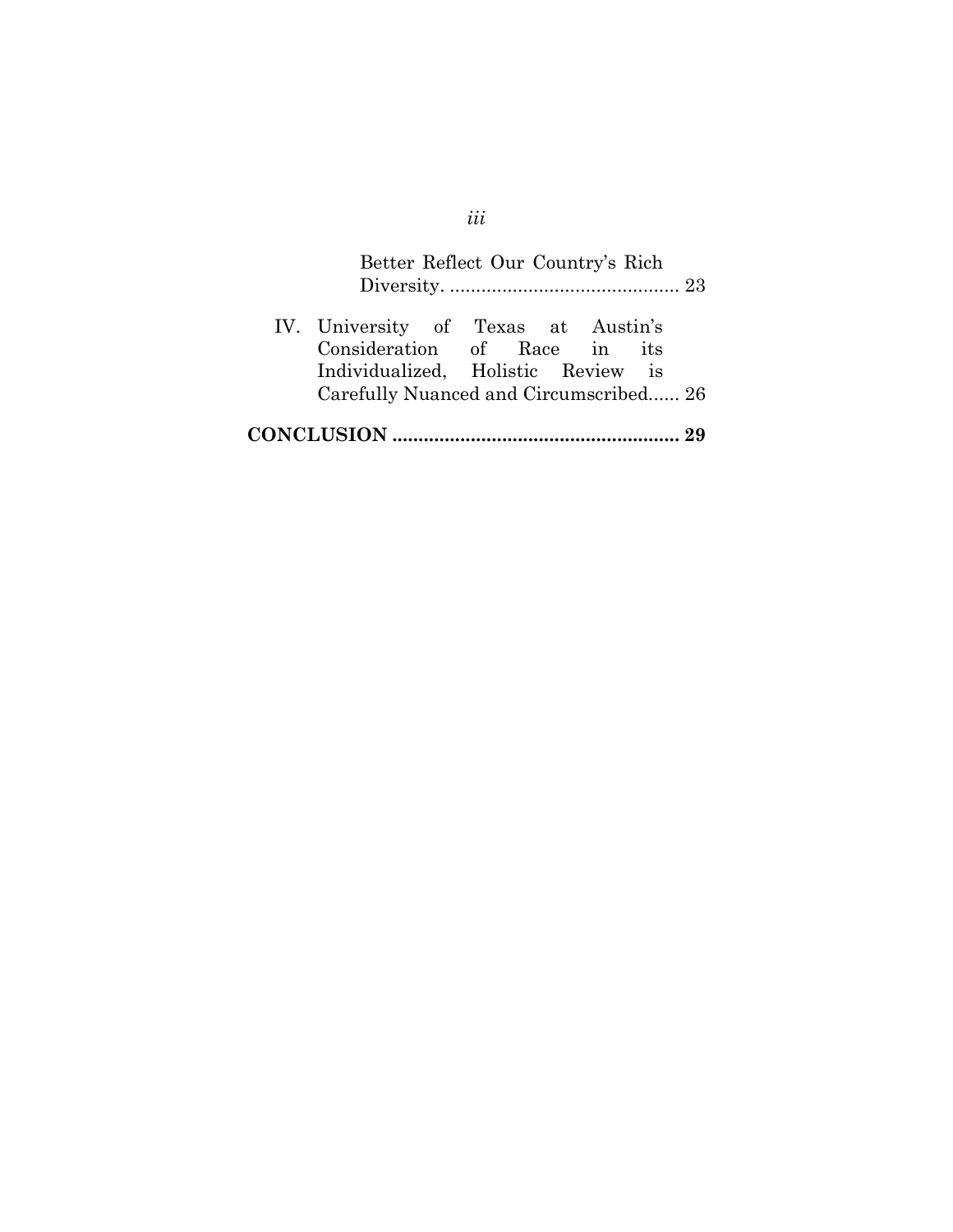Better Reflect Our Country's Rich Diversity. ............................................ 23

IV. University of Texas at Austin's Consideration of Race in its Individualized, Holistic Review is Carefully Nuanced and Circumscribed...... 26

**CONCLUSION ...................................................... 29**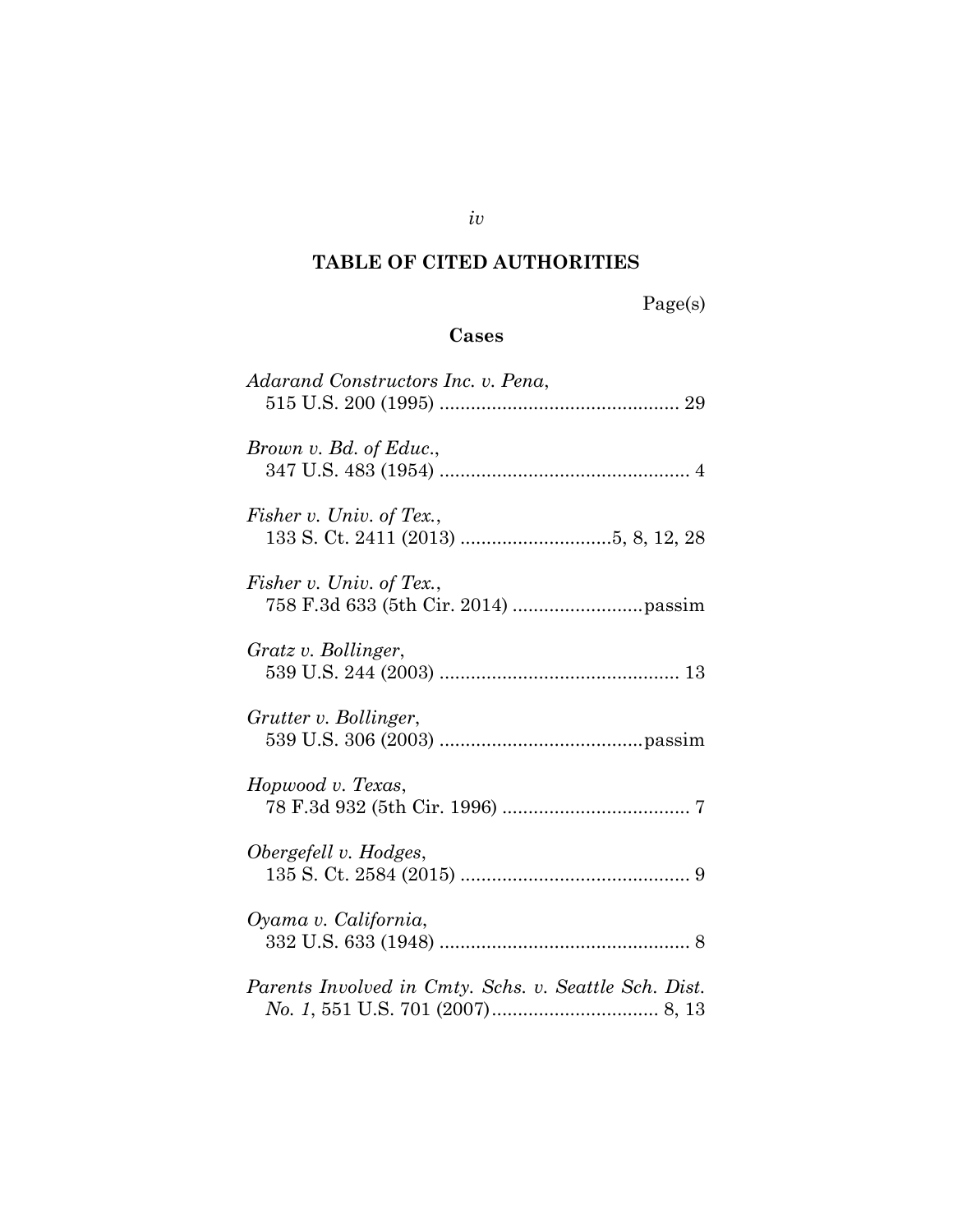## TABLE OF CITED AUTHORITIES

Page(s)

### Cases

*Adarand Constructors Inc. v. Pena*,
515 U.S. 200 (1995) .............................................. 29

*Brown v. Bd. of Educ.*,
347 U.S. 483 (1954) ................................................ 4

*Fisher v. Univ. of Tex.*,
133 S. Ct. 2411 (2013) .............................5, 8, 12, 28

*Fisher v. Univ. of Tex.*,
758 F.3d 633 (5th Cir. 2014) .........................passim

*Gratz v. Bollinger*,
539 U.S. 244 (2003) .............................................. 13

*Grutter v. Bollinger*,
539 U.S. 306 (2003) .......................................passim

*Hopwood v. Texas*,
78 F.3d 932 (5th Cir. 1996) .................................... 7

*Obergefell v. Hodges*,
135 S. Ct. 2584 (2015) ............................................ 9

*Oyama v. California*,
332 U.S. 633 (1948) ................................................ 8

*Parents Involved in Cmty. Schs. v. Seattle Sch. Dist. No. 1*, 551 U.S. 701 (2007)................................ 8, 13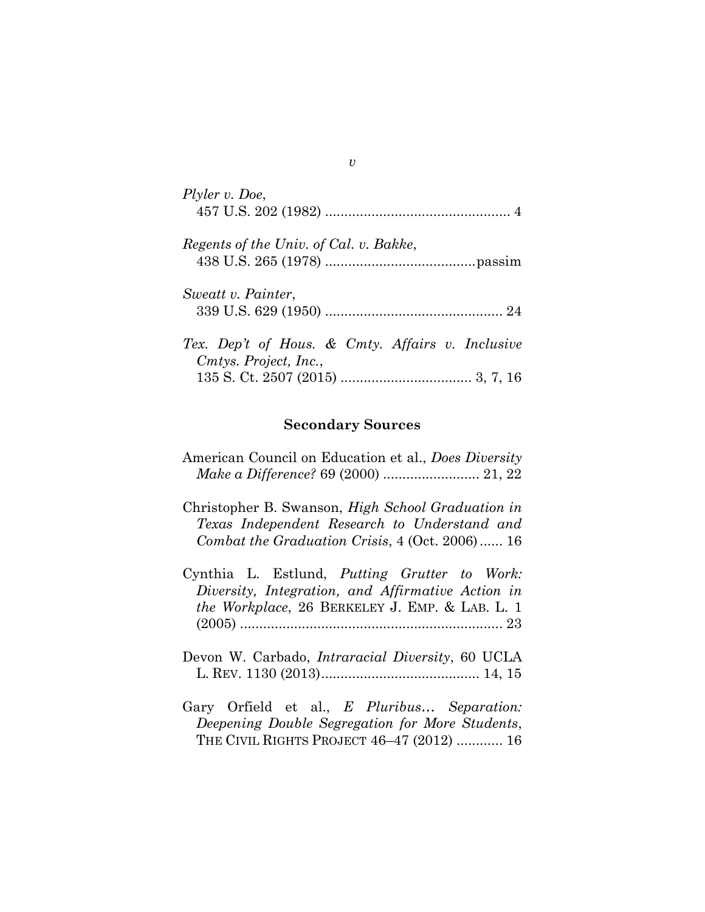*Plyler v. Doe*,
457 U.S. 202 (1982) ................................................ 4

*Regents of the Univ. of Cal. v. Bakke*,
438 U.S. 265 (1978) .......................................passim

*Sweatt v. Painter*,
339 U.S. 629 (1950) .............................................. 24

*Tex. Dep't of Hous. & Cmty. Affairs v. Inclusive Cmtys. Project, Inc.*,
135 S. Ct. 2507 (2015) .................................. 3, 7, 16

**Secondary Sources**

American Council on Education et al., *Does Diversity Make a Difference?* 69 (2000) ......................... 21, 22

Christopher B. Swanson, *High School Graduation in Texas Independent Research to Understand and Combat the Graduation Crisis*, 4 (Oct. 2006) ...... 16

Cynthia L. Estlund, *Putting Grutter to Work: Diversity, Integration, and Affirmative Action in the Workplace*, 26 BERKELEY J. EMP. & LAB. L. 1 (2005) .................................................................... 23

Devon W. Carbado, *Intraracial Diversity*, 60 UCLA L. REV. 1130 (2013)......................................... 14, 15

Gary Orfield et al., *E Pluribus… Separation: Deepening Double Segregation for More Students*, THE CIVIL RIGHTS PROJECT 46–47 (2012) ............ 16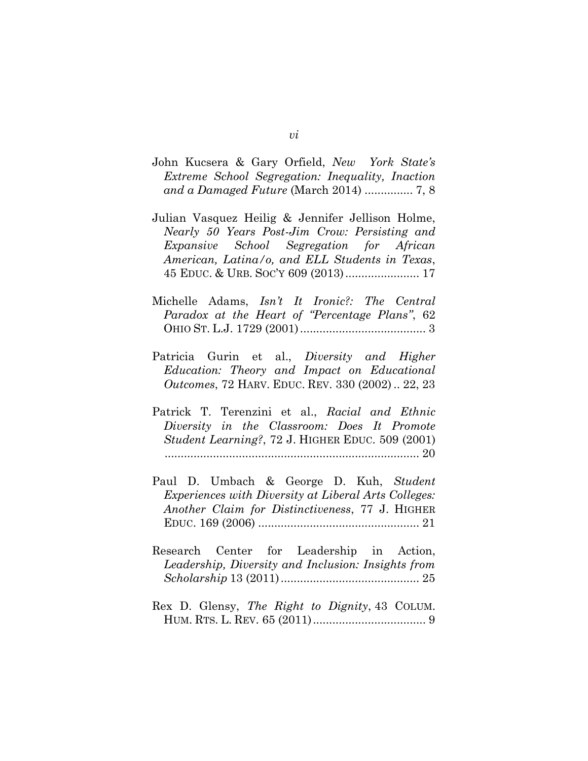John Kucsera & Gary Orfield, *New York State's Extreme School Segregation: Inequality, Inaction and a Damaged Future* (March 2014) ............... 7, 8

Julian Vasquez Heilig & Jennifer Jellison Holme, *Nearly 50 Years Post-Jim Crow: Persisting and Expansive School Segregation for African American, Latina/o, and ELL Students in Texas*, 45 EDUC. & URB. SOC'Y 609 (2013) ....................... 17

Michelle Adams, *Isn't It Ironic?: The Central Paradox at the Heart of "Percentage Plans"*, 62 OHIO ST. L.J. 1729 (2001) ....................................... 3

Patricia Gurin et al., *Diversity and Higher Education: Theory and Impact on Educational Outcomes*, 72 HARV. EDUC. REV. 330 (2002) .. 22, 23

Patrick T. Terenzini et al., *Racial and Ethnic Diversity in the Classroom: Does It Promote Student Learning?*, 72 J. HIGHER EDUC. 509 (2001) ............................................................................... 20

Paul D. Umbach & George D. Kuh, *Student Experiences with Diversity at Liberal Arts Colleges: Another Claim for Distinctiveness*, 77 J. HIGHER EDUC. 169 (2006) .................................................. 21

Research Center for Leadership in Action, *Leadership, Diversity and Inclusion: Insights from Scholarship* 13 (2011) ........................................... 25

Rex D. Glensy, *The Right to Dignity*, 43 COLUM. HUM. RTS. L. REV. 65 (2011) ................................... 9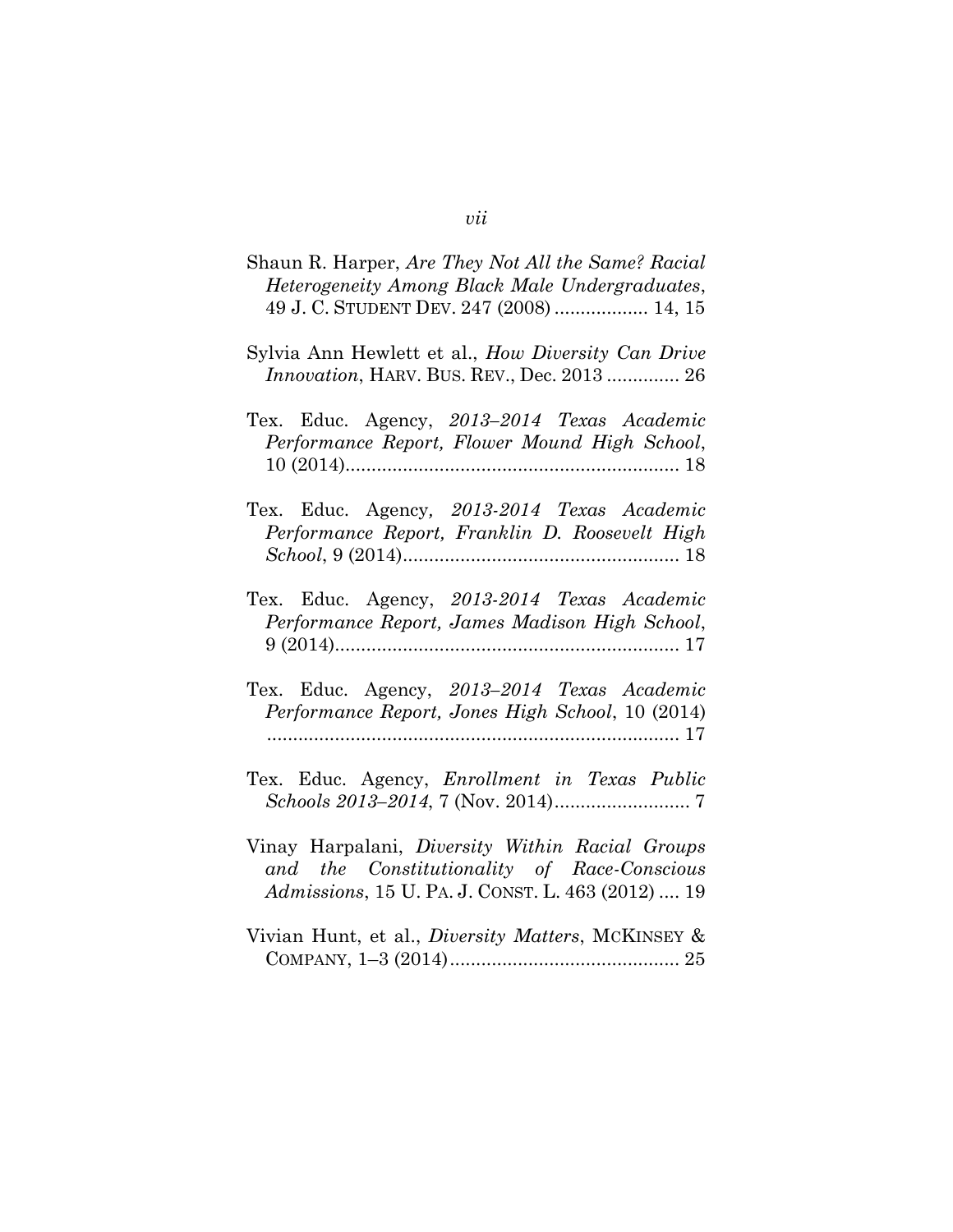Shaun R. Harper, *Are They Not All the Same? Racial Heterogeneity Among Black Male Undergraduates*, 49 J. C. STUDENT DEV. 247 (2008) .................. 14, 15

Sylvia Ann Hewlett et al., *How Diversity Can Drive Innovation*, HARV. BUS. REV., Dec. 2013 .............. 26

Tex. Educ. Agency, *2013–2014 Texas Academic Performance Report, Flower Mound High School*, 10 (2014)................................................................ 18

Tex. Educ. Agency, *2013-2014 Texas Academic Performance Report, Franklin D. Roosevelt High School*, 9 (2014)..................................................... 18

Tex. Educ. Agency, *2013-2014 Texas Academic Performance Report, James Madison High School*, 9 (2014)................................................................. 17

Tex. Educ. Agency, *2013–2014 Texas Academic Performance Report, Jones High School*, 10 (2014) ............................................................................... 17

Tex. Educ. Agency, *Enrollment in Texas Public Schools 2013–2014*, 7 (Nov. 2014).......................... 7

Vinay Harpalani, *Diversity Within Racial Groups and the Constitutionality of Race-Conscious Admissions*, 15 U. PA. J. CONST. L. 463 (2012) .... 19

Vivian Hunt, et al., *Diversity Matters*, MCKINSEY & COMPANY, 1–3 (2014)............................................ 25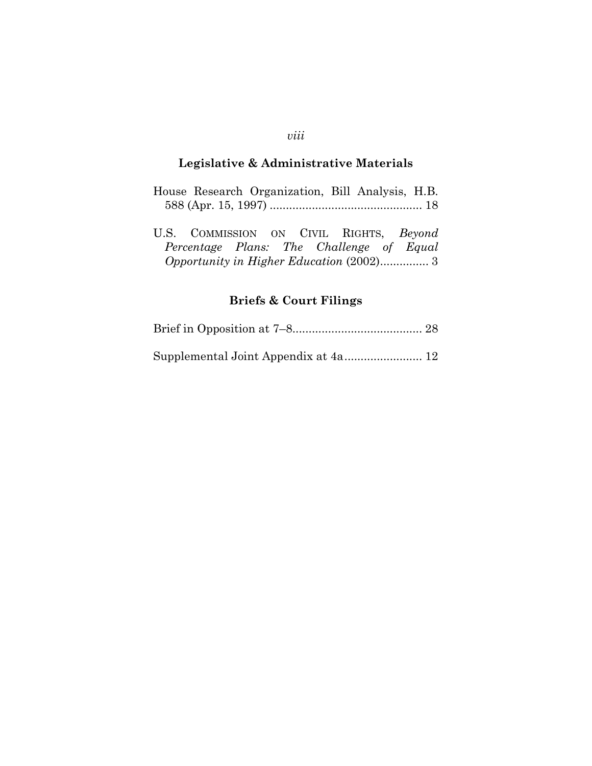## Legislative & Administrative Materials

House Research Organization, Bill Analysis, H.B. 588 (Apr. 15, 1997) ............................................... 18

U.S. COMMISSION ON CIVIL RIGHTS, *Beyond Percentage Plans: The Challenge of Equal Opportunity in Higher Education* (2002)............... 3

## Briefs & Court Filings

Brief in Opposition at 7–8........................................ 28

Supplemental Joint Appendix at 4a........................ 12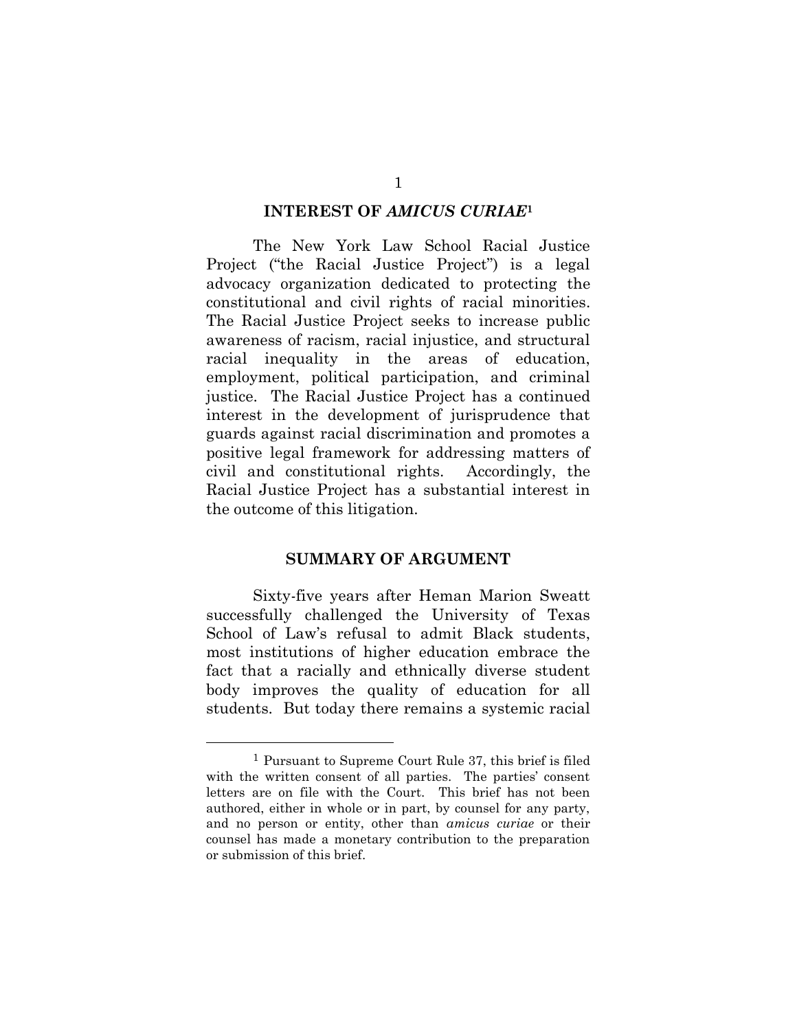## INTEREST OF *AMICUS CURIAE*[1]

The New York Law School Racial Justice Project ("the Racial Justice Project") is a legal advocacy organization dedicated to protecting the constitutional and civil rights of racial minorities. The Racial Justice Project seeks to increase public awareness of racism, racial injustice, and structural racial inequality in the areas of education, employment, political participation, and criminal justice. The Racial Justice Project has a continued interest in the development of jurisprudence that guards against racial discrimination and promotes a positive legal framework for addressing matters of civil and constitutional rights. Accordingly, the Racial Justice Project has a substantial interest in the outcome of this litigation.

## SUMMARY OF ARGUMENT

Sixty-five years after Heman Marion Sweatt successfully challenged the University of Texas School of Law's refusal to admit Black students, most institutions of higher education embrace the fact that a racially and ethnically diverse student body improves the quality of education for all students. But today there remains a systemic racial

---

[1] Pursuant to Supreme Court Rule 37, this brief is filed with the written consent of all parties. The parties' consent letters are on file with the Court. This brief has not been authored, either in whole or in part, by counsel for any party, and no person or entity, other than *amicus curiae* or their counsel has made a monetary contribution to the preparation or submission of this brief.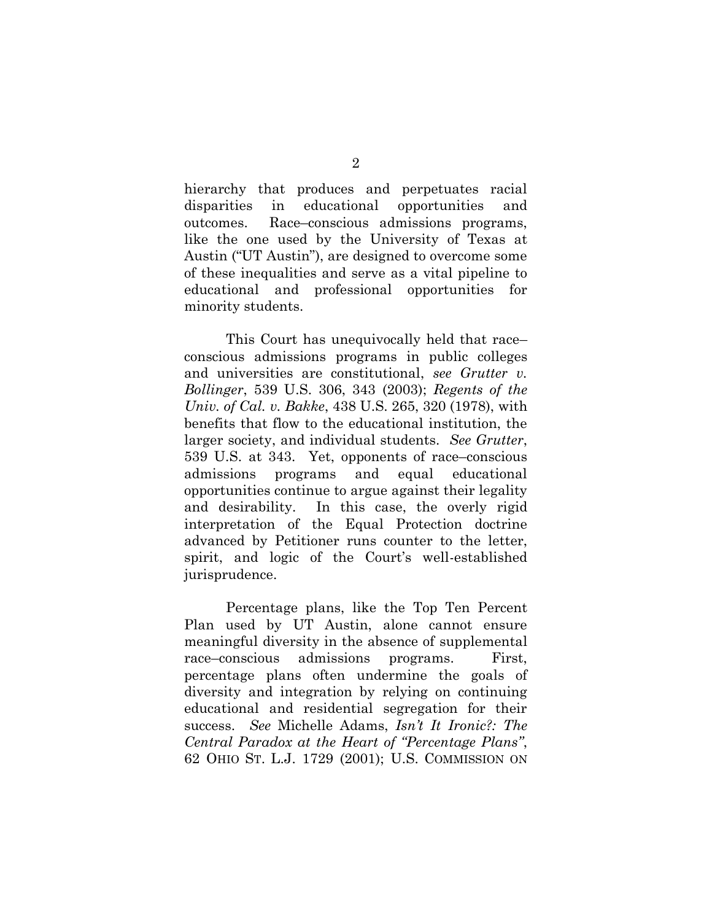hierarchy that produces and perpetuates racial disparities in educational opportunities and outcomes. Race–conscious admissions programs, like the one used by the University of Texas at Austin ("UT Austin"), are designed to overcome some of these inequalities and serve as a vital pipeline to educational and professional opportunities for minority students.

This Court has unequivocally held that race–conscious admissions programs in public colleges and universities are constitutional, *see Grutter v. Bollinger*, 539 U.S. 306, 343 (2003); *Regents of the Univ. of Cal. v. Bakke*, 438 U.S. 265, 320 (1978), with benefits that flow to the educational institution, the larger society, and individual students. *See Grutter*, 539 U.S. at 343. Yet, opponents of race–conscious admissions programs and equal educational opportunities continue to argue against their legality and desirability. In this case, the overly rigid interpretation of the Equal Protection doctrine advanced by Petitioner runs counter to the letter, spirit, and logic of the Court's well-established jurisprudence.

Percentage plans, like the Top Ten Percent Plan used by UT Austin, alone cannot ensure meaningful diversity in the absence of supplemental race–conscious admissions programs. First, percentage plans often undermine the goals of diversity and integration by relying on continuing educational and residential segregation for their success. *See* Michelle Adams, *Isn't It Ironic?: The Central Paradox at the Heart of "Percentage Plans"*, 62 OHIO ST. L.J. 1729 (2001); U.S. COMMISSION ON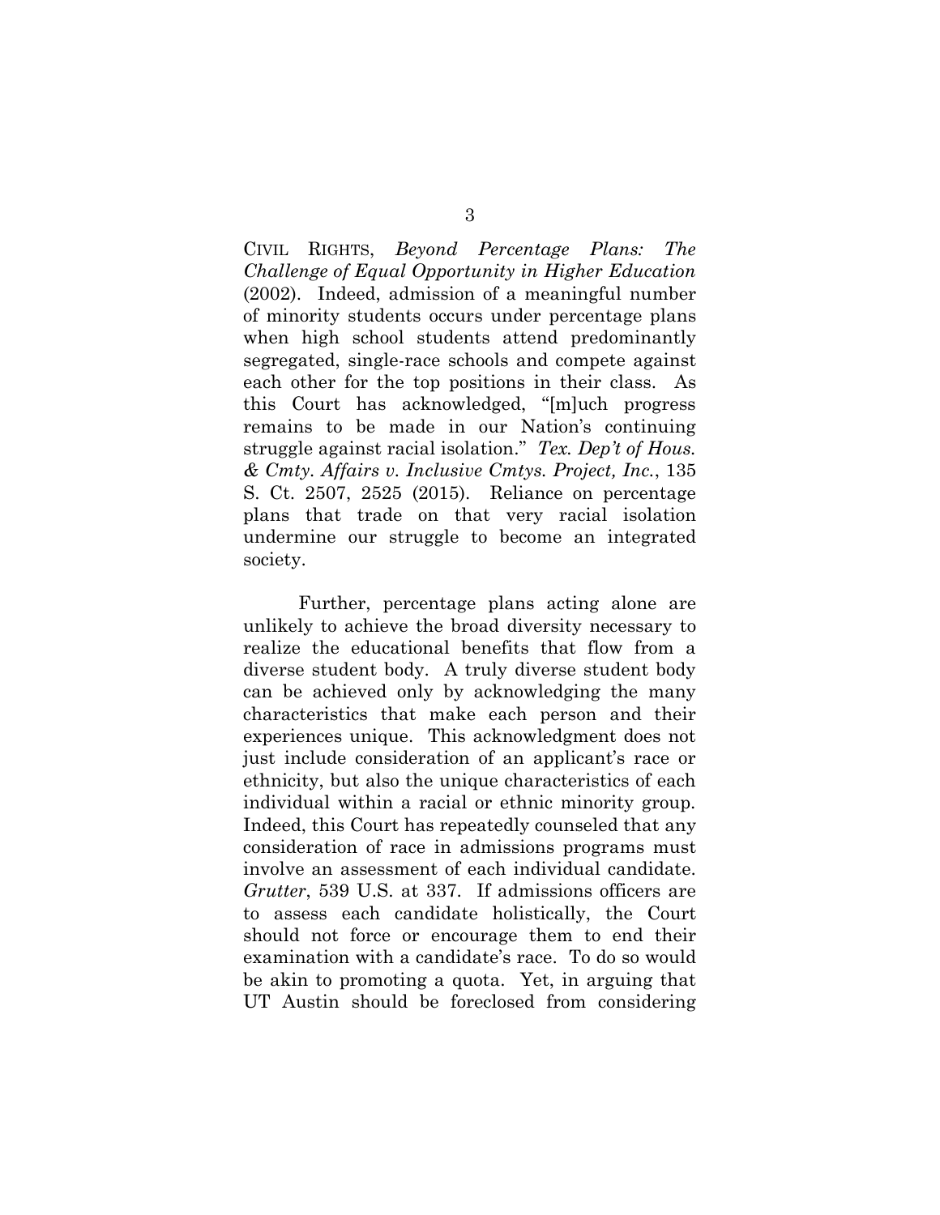CIVIL RIGHTS, *Beyond Percentage Plans: The Challenge of Equal Opportunity in Higher Education* (2002). Indeed, admission of a meaningful number of minority students occurs under percentage plans when high school students attend predominantly segregated, single-race schools and compete against each other for the top positions in their class. As this Court has acknowledged, "[m]uch progress remains to be made in our Nation's continuing struggle against racial isolation." *Tex. Dep't of Hous. & Cmty. Affairs v. Inclusive Cmtys. Project, Inc.*, 135 S. Ct. 2507, 2525 (2015). Reliance on percentage plans that trade on that very racial isolation undermine our struggle to become an integrated society.

Further, percentage plans acting alone are unlikely to achieve the broad diversity necessary to realize the educational benefits that flow from a diverse student body. A truly diverse student body can be achieved only by acknowledging the many characteristics that make each person and their experiences unique. This acknowledgment does not just include consideration of an applicant's race or ethnicity, but also the unique characteristics of each individual within a racial or ethnic minority group. Indeed, this Court has repeatedly counseled that any consideration of race in admissions programs must involve an assessment of each individual candidate. *Grutter*, 539 U.S. at 337. If admissions officers are to assess each candidate holistically, the Court should not force or encourage them to end their examination with a candidate's race. To do so would be akin to promoting a quota. Yet, in arguing that UT Austin should be foreclosed from considering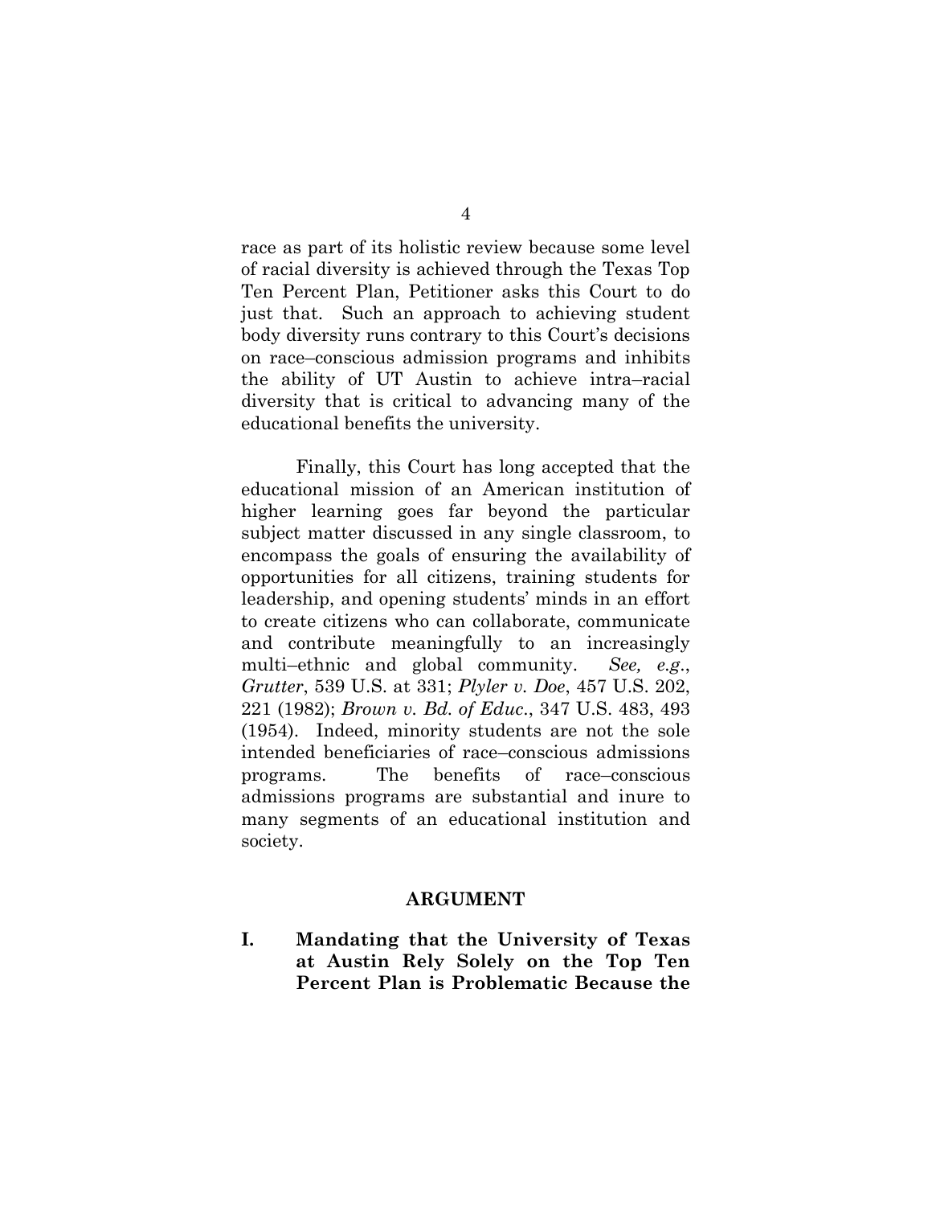race as part of its holistic review because some level of racial diversity is achieved through the Texas Top Ten Percent Plan, Petitioner asks this Court to do just that. Such an approach to achieving student body diversity runs contrary to this Court's decisions on race–conscious admission programs and inhibits the ability of UT Austin to achieve intra–racial diversity that is critical to advancing many of the educational benefits the university.

Finally, this Court has long accepted that the educational mission of an American institution of higher learning goes far beyond the particular subject matter discussed in any single classroom, to encompass the goals of ensuring the availability of opportunities for all citizens, training students for leadership, and opening students' minds in an effort to create citizens who can collaborate, communicate and contribute meaningfully to an increasingly multi–ethnic and global community. *See, e.g.*, *Grutter*, 539 U.S. at 331; *Plyler v. Doe*, 457 U.S. 202, 221 (1982); *Brown v. Bd. of Educ.*, 347 U.S. 483, 493 (1954). Indeed, minority students are not the sole intended beneficiaries of race–conscious admissions programs. The benefits of race–conscious admissions programs are substantial and inure to many segments of an educational institution and society.

## ARGUMENT

### I. Mandating that the University of Texas at Austin Rely Solely on the Top Ten Percent Plan is Problematic Because the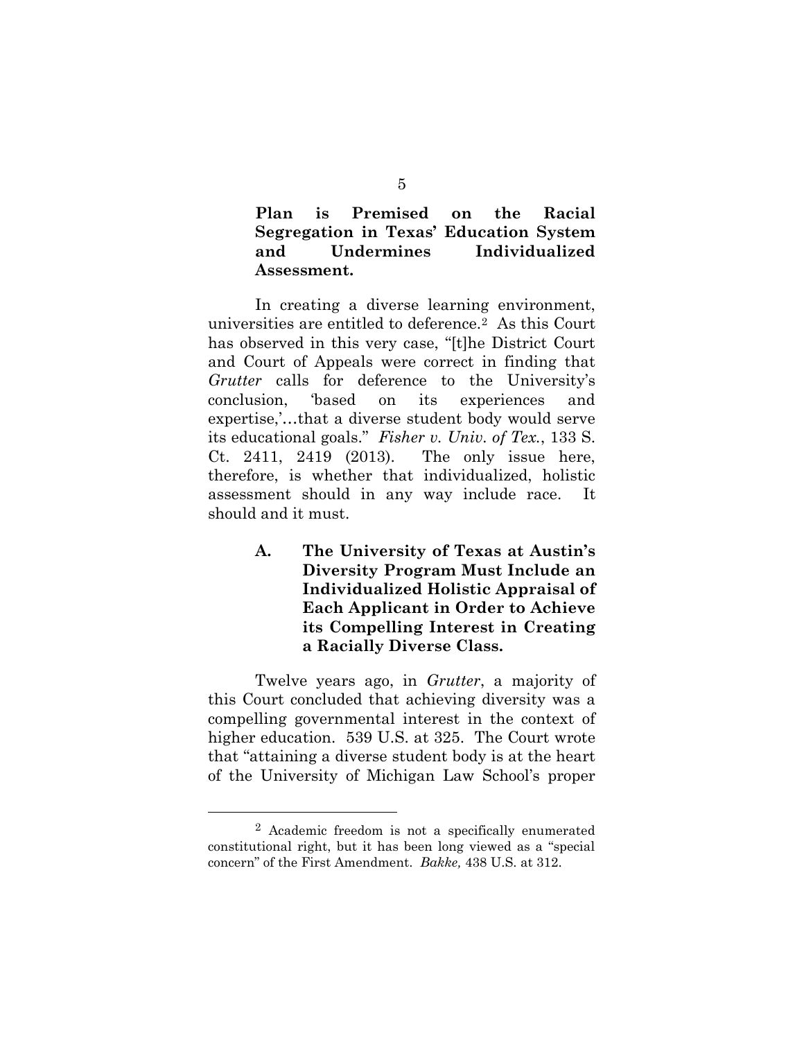**Plan is Premised on the Racial Segregation in Texas' Education System and Undermines Individualized Assessment.**

In creating a diverse learning environment, universities are entitled to deference.[2] As this Court has observed in this very case, "[t]he District Court and Court of Appeals were correct in finding that *Grutter* calls for deference to the University's conclusion, 'based on its experiences and expertise,'…that a diverse student body would serve its educational goals." *Fisher v. Univ. of Tex.*, 133 S. Ct. 2411, 2419 (2013). The only issue here, therefore, is whether that individualized, holistic assessment should in any way include race. It should and it must.

### A. The University of Texas at Austin's Diversity Program Must Include an Individualized Holistic Appraisal of Each Applicant in Order to Achieve its Compelling Interest in Creating a Racially Diverse Class.

Twelve years ago, in *Grutter*, a majority of this Court concluded that achieving diversity was a compelling governmental interest in the context of higher education. 539 U.S. at 325. The Court wrote that "attaining a diverse student body is at the heart of the University of Michigan Law School's proper

---

[2] Academic freedom is not a specifically enumerated constitutional right, but it has been long viewed as a "special concern" of the First Amendment. *Bakke,* 438 U.S. at 312.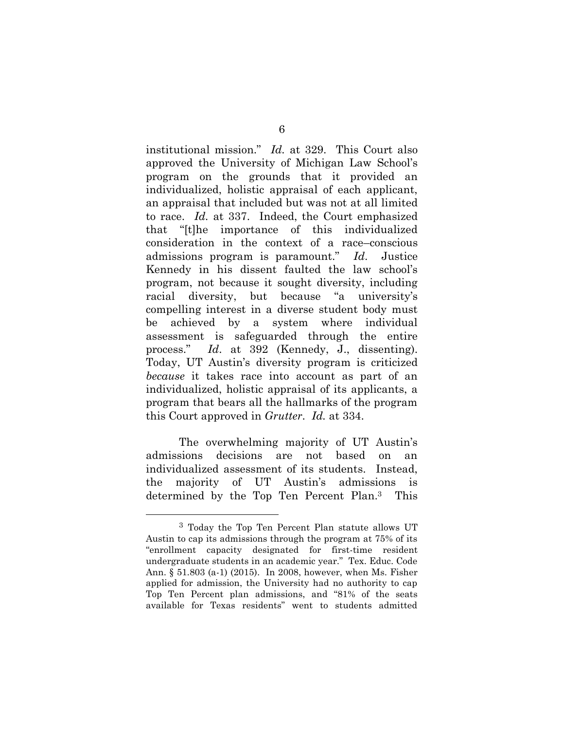institutional mission." *Id.* at 329. This Court also approved the University of Michigan Law School's program on the grounds that it provided an individualized, holistic appraisal of each applicant, an appraisal that included but was not at all limited to race. *Id.* at 337. Indeed, the Court emphasized that "[t]he importance of this individualized consideration in the context of a race–conscious admissions program is paramount." *Id*. Justice Kennedy in his dissent faulted the law school's program, not because it sought diversity, including racial diversity, but because "a university's compelling interest in a diverse student body must be achieved by a system where individual assessment is safeguarded through the entire process." *Id*. at 392 (Kennedy, J., dissenting). Today, UT Austin's diversity program is criticized *because* it takes race into account as part of an individualized, holistic appraisal of its applicants, a program that bears all the hallmarks of the program this Court approved in *Grutter*. *Id.* at 334.

The overwhelming majority of UT Austin's admissions decisions are not based on an individualized assessment of its students. Instead, the majority of UT Austin's admissions is determined by the Top Ten Percent Plan.[3] This

---

[3] Today the Top Ten Percent Plan statute allows UT Austin to cap its admissions through the program at 75% of its "enrollment capacity designated for first-time resident undergraduate students in an academic year." Tex. Educ. Code Ann. § 51.803 (a-1) (2015). In 2008, however, when Ms. Fisher applied for admission, the University had no authority to cap Top Ten Percent plan admissions, and "81% of the seats available for Texas residents" went to students admitted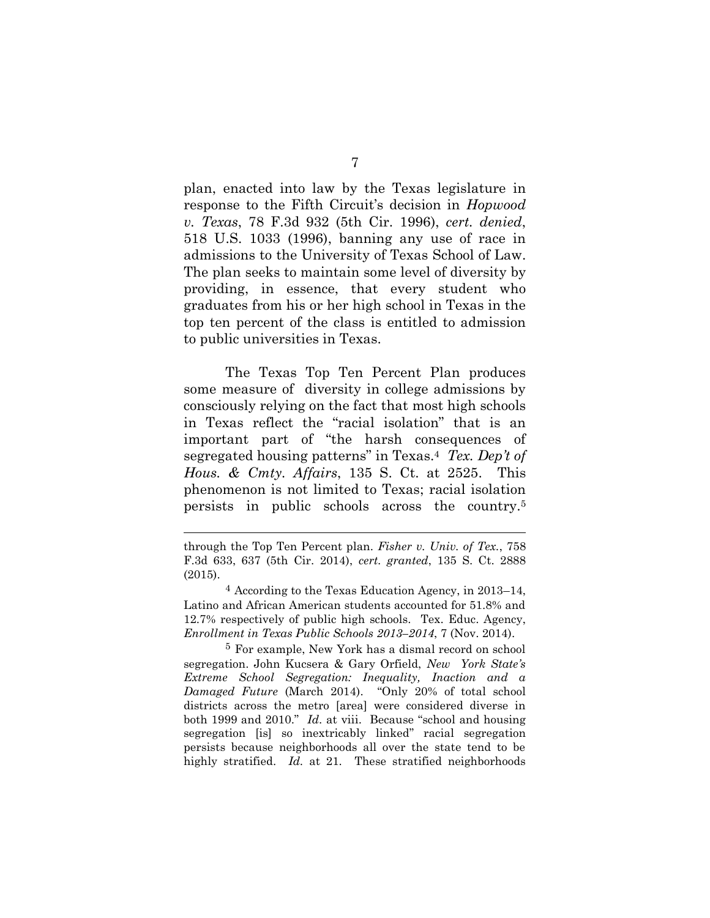plan, enacted into law by the Texas legislature in response to the Fifth Circuit's decision in *Hopwood v. Texas*, 78 F.3d 932 (5th Cir. 1996), *cert. denied*, 518 U.S. 1033 (1996), banning any use of race in admissions to the University of Texas School of Law. The plan seeks to maintain some level of diversity by providing, in essence, that every student who graduates from his or her high school in Texas in the top ten percent of the class is entitled to admission to public universities in Texas.

The Texas Top Ten Percent Plan produces some measure of diversity in college admissions by consciously relying on the fact that most high schools in Texas reflect the "racial isolation" that is an important part of "the harsh consequences of segregated housing patterns" in Texas.[4] *Tex. Dep't of Hous. & Cmty. Affairs*, 135 S. Ct. at 2525. This phenomenon is not limited to Texas; racial isolation persists in public schools across the country.[5]

---

through the Top Ten Percent plan. *Fisher v. Univ. of Tex.*, 758 F.3d 633, 637 (5th Cir. 2014), *cert. granted*, 135 S. Ct. 2888 (2015).

[4] According to the Texas Education Agency, in 2013–14, Latino and African American students accounted for 51.8% and 12.7% respectively of public high schools. Tex. Educ. Agency, *Enrollment in Texas Public Schools 2013–2014*, 7 (Nov. 2014).

[5] For example, New York has a dismal record on school segregation. John Kucsera & Gary Orfield, *New York State's Extreme School Segregation: Inequality, Inaction and a Damaged Future* (March 2014). "Only 20% of total school districts across the metro [area] were considered diverse in both 1999 and 2010." *Id.* at viii. Because "school and housing segregation [is] so inextricably linked" racial segregation persists because neighborhoods all over the state tend to be highly stratified. *Id.* at 21. These stratified neighborhoods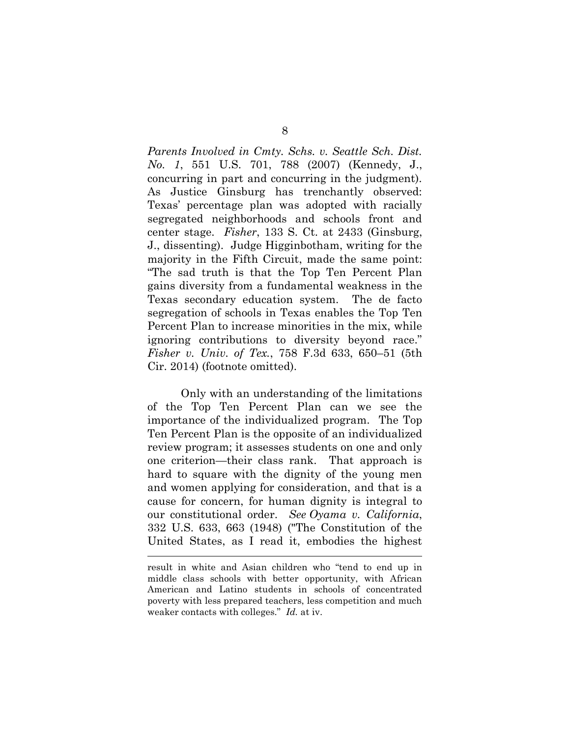*Parents Involved in Cmty. Schs. v. Seattle Sch. Dist. No. 1*, 551 U.S. 701, 788 (2007) (Kennedy, J., concurring in part and concurring in the judgment). As Justice Ginsburg has trenchantly observed: Texas' percentage plan was adopted with racially segregated neighborhoods and schools front and center stage. *Fisher*, 133 S. Ct. at 2433 (Ginsburg, J., dissenting). Judge Higginbotham, writing for the majority in the Fifth Circuit, made the same point: "The sad truth is that the Top Ten Percent Plan gains diversity from a fundamental weakness in the Texas secondary education system. The de facto segregation of schools in Texas enables the Top Ten Percent Plan to increase minorities in the mix, while ignoring contributions to diversity beyond race." *Fisher v. Univ. of Tex.*, 758 F.3d 633, 650–51 (5th Cir. 2014) (footnote omitted).

Only with an understanding of the limitations of the Top Ten Percent Plan can we see the importance of the individualized program. The Top Ten Percent Plan is the opposite of an individualized review program; it assesses students on one and only one criterion—their class rank. That approach is hard to square with the dignity of the young men and women applying for consideration, and that is a cause for concern, for human dignity is integral to our constitutional order. *See Oyama v. California*, 332 U.S. 633, 663 (1948) ("The Constitution of the United States, as I read it, embodies the highest

---

result in white and Asian children who "tend to end up in middle class schools with better opportunity, with African American and Latino students in schools of concentrated poverty with less prepared teachers, less competition and much weaker contacts with colleges." *Id.* at iv.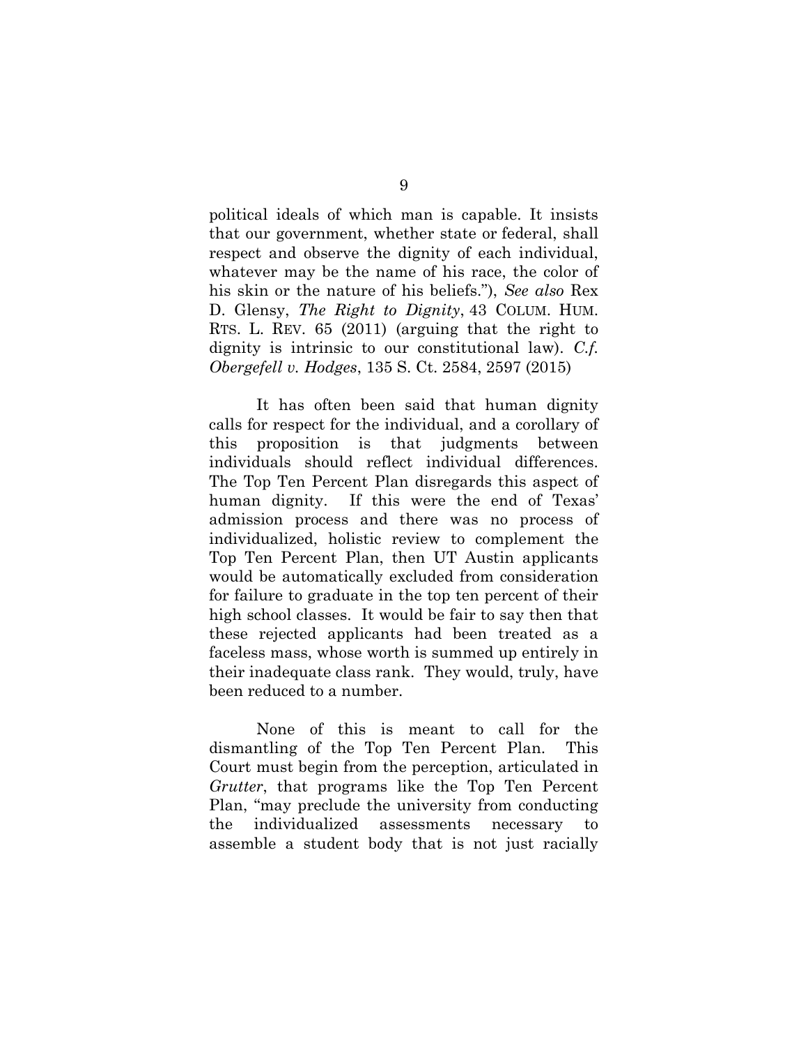political ideals of which man is capable. It insists that our government, whether state or federal, shall respect and observe the dignity of each individual, whatever may be the name of his race, the color of his skin or the nature of his beliefs."), *See also* Rex D. Glensy, *The Right to Dignity*, 43 COLUM. HUM. RTS. L. REV. 65 (2011) (arguing that the right to dignity is intrinsic to our constitutional law). *C.f. Obergefell v. Hodges*, 135 S. Ct. 2584, 2597 (2015)

It has often been said that human dignity calls for respect for the individual, and a corollary of this proposition is that judgments between individuals should reflect individual differences. The Top Ten Percent Plan disregards this aspect of human dignity. If this were the end of Texas' admission process and there was no process of individualized, holistic review to complement the Top Ten Percent Plan, then UT Austin applicants would be automatically excluded from consideration for failure to graduate in the top ten percent of their high school classes. It would be fair to say then that these rejected applicants had been treated as a faceless mass, whose worth is summed up entirely in their inadequate class rank. They would, truly, have been reduced to a number.

None of this is meant to call for the dismantling of the Top Ten Percent Plan. This Court must begin from the perception, articulated in *Grutter*, that programs like the Top Ten Percent Plan, "may preclude the university from conducting the individualized assessments necessary to assemble a student body that is not just racially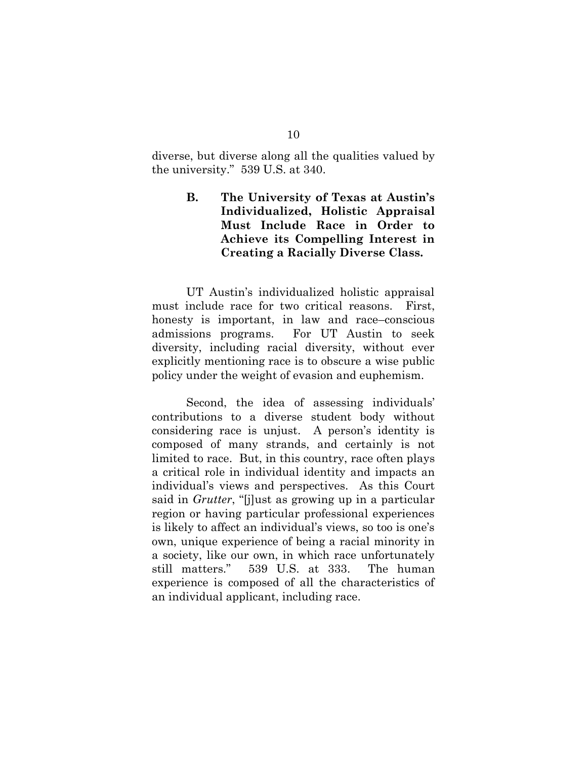diverse, but diverse along all the qualities valued by the university." 539 U.S. at 340.

### B. The University of Texas at Austin's Individualized, Holistic Appraisal Must Include Race in Order to Achieve its Compelling Interest in Creating a Racially Diverse Class.

UT Austin's individualized holistic appraisal must include race for two critical reasons. First, honesty is important, in law and race–conscious admissions programs. For UT Austin to seek diversity, including racial diversity, without ever explicitly mentioning race is to obscure a wise public policy under the weight of evasion and euphemism.

Second, the idea of assessing individuals' contributions to a diverse student body without considering race is unjust. A person's identity is composed of many strands, and certainly is not limited to race. But, in this country, race often plays a critical role in individual identity and impacts an individual's views and perspectives. As this Court said in *Grutter*, "[j]ust as growing up in a particular region or having particular professional experiences is likely to affect an individual's views, so too is one's own, unique experience of being a racial minority in a society, like our own, in which race unfortunately still matters." 539 U.S. at 333. The human experience is composed of all the characteristics of an individual applicant, including race.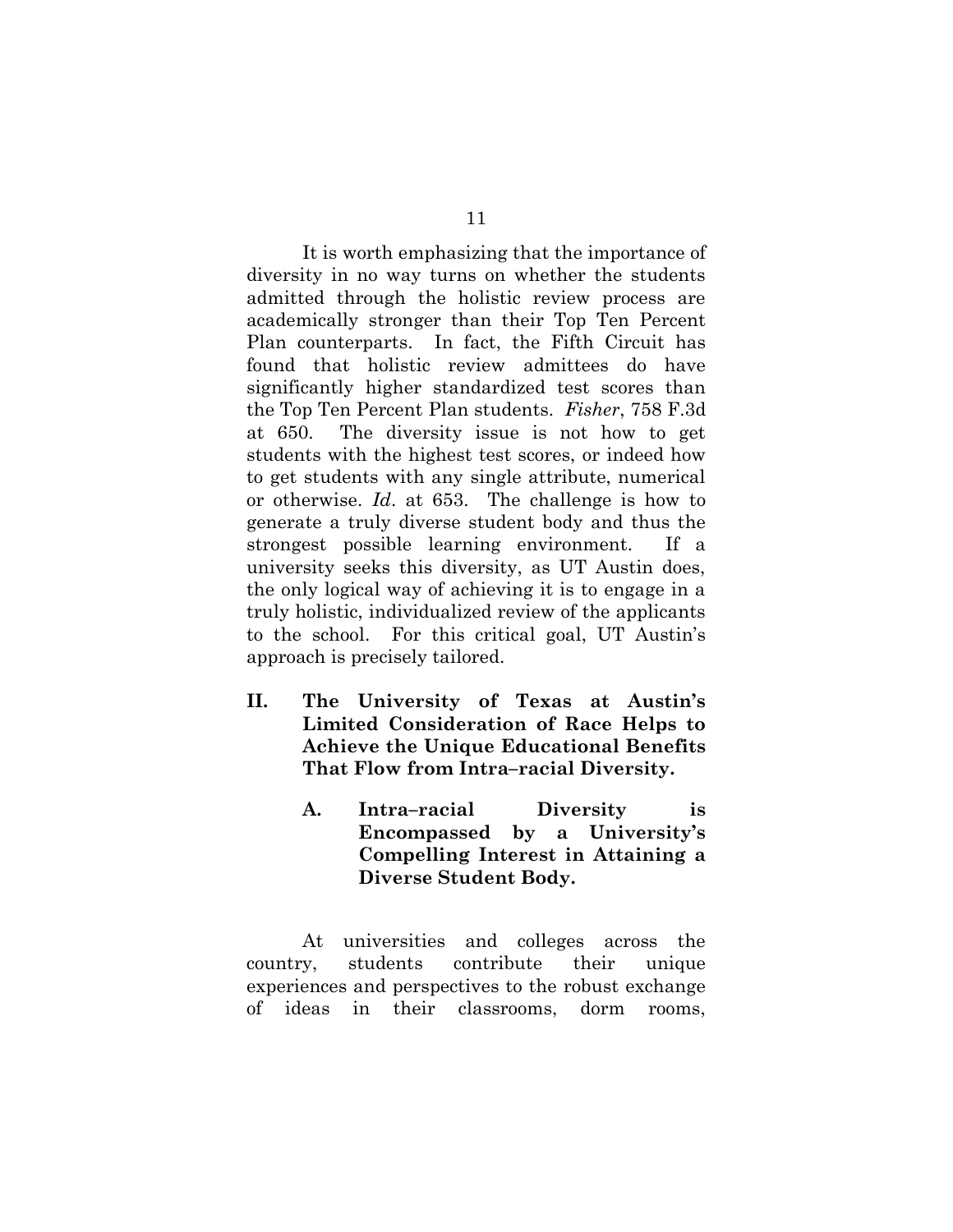It is worth emphasizing that the importance of diversity in no way turns on whether the students admitted through the holistic review process are academically stronger than their Top Ten Percent Plan counterparts. In fact, the Fifth Circuit has found that holistic review admittees do have significantly higher standardized test scores than the Top Ten Percent Plan students. *Fisher*, 758 F.3d at 650. The diversity issue is not how to get students with the highest test scores, or indeed how to get students with any single attribute, numerical or otherwise. *Id*. at 653. The challenge is how to generate a truly diverse student body and thus the strongest possible learning environment. If a university seeks this diversity, as UT Austin does, the only logical way of achieving it is to engage in a truly holistic, individualized review of the applicants to the school. For this critical goal, UT Austin's approach is precisely tailored.

## II. The University of Texas at Austin's Limited Consideration of Race Helps to Achieve the Unique Educational Benefits That Flow from Intra–racial Diversity.

### A. Intra–racial Diversity is Encompassed by a University's Compelling Interest in Attaining a Diverse Student Body.

At universities and colleges across the country, students contribute their unique experiences and perspectives to the robust exchange of ideas in their classrooms, dorm rooms,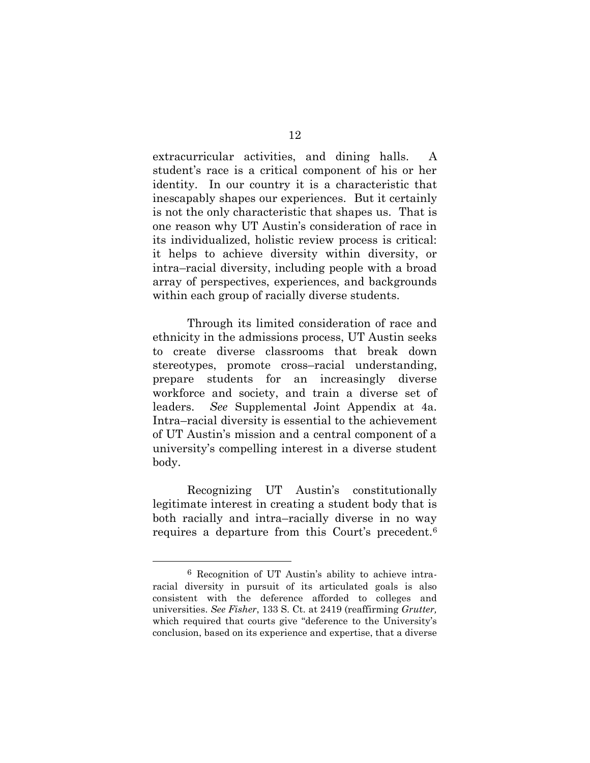extracurricular activities, and dining halls. A student's race is a critical component of his or her identity. In our country it is a characteristic that inescapably shapes our experiences. But it certainly is not the only characteristic that shapes us. That is one reason why UT Austin's consideration of race in its individualized, holistic review process is critical: it helps to achieve diversity within diversity, or intra–racial diversity, including people with a broad array of perspectives, experiences, and backgrounds within each group of racially diverse students.

Through its limited consideration of race and ethnicity in the admissions process, UT Austin seeks to create diverse classrooms that break down stereotypes, promote cross–racial understanding, prepare students for an increasingly diverse workforce and society, and train a diverse set of leaders. *See* Supplemental Joint Appendix at 4a. Intra–racial diversity is essential to the achievement of UT Austin's mission and a central component of a university's compelling interest in a diverse student body.

Recognizing UT Austin's constitutionally legitimate interest in creating a student body that is both racially and intra–racially diverse in no way requires a departure from this Court's precedent.[6]

---

[6] Recognition of UT Austin's ability to achieve intra-racial diversity in pursuit of its articulated goals is also consistent with the deference afforded to colleges and universities. *See Fisher*, 133 S. Ct. at 2419 (reaffirming *Grutter,* which required that courts give "deference to the University's conclusion, based on its experience and expertise, that a diverse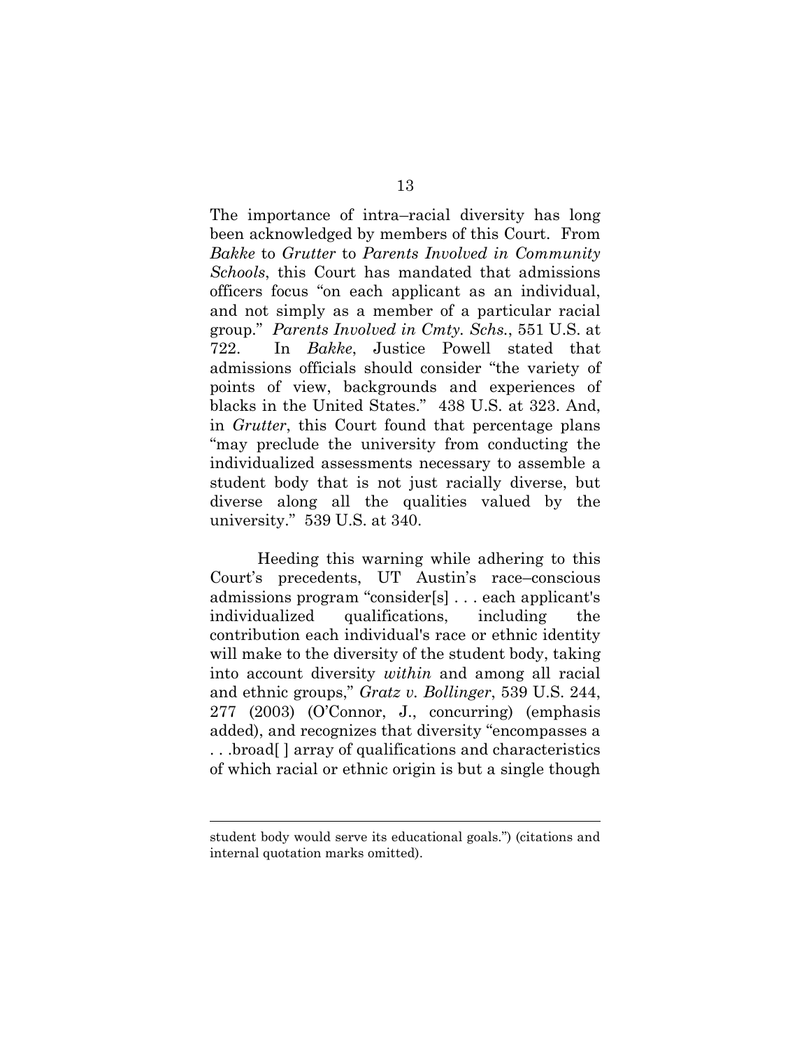The importance of intra–racial diversity has long been acknowledged by members of this Court. From *Bakke* to *Grutter* to *Parents Involved in Community Schools*, this Court has mandated that admissions officers focus "on each applicant as an individual, and not simply as a member of a particular racial group." *Parents Involved in Cmty. Schs.*, 551 U.S. at 722. In *Bakke*, Justice Powell stated that admissions officials should consider "the variety of points of view, backgrounds and experiences of blacks in the United States." 438 U.S. at 323. And, in *Grutter*, this Court found that percentage plans "may preclude the university from conducting the individualized assessments necessary to assemble a student body that is not just racially diverse, but diverse along all the qualities valued by the university." 539 U.S. at 340.

Heeding this warning while adhering to this Court's precedents, UT Austin's race–conscious admissions program "consider[s] . . . each applicant's individualized qualifications, including the contribution each individual's race or ethnic identity will make to the diversity of the student body, taking into account diversity *within* and among all racial and ethnic groups," *Gratz v. Bollinger*, 539 U.S. 244, 277 (2003) (O'Connor, J., concurring) (emphasis added), and recognizes that diversity "encompasses a . . .broad[ ] array of qualifications and characteristics of which racial or ethnic origin is but a single though

---

student body would serve its educational goals.") (citations and internal quotation marks omitted).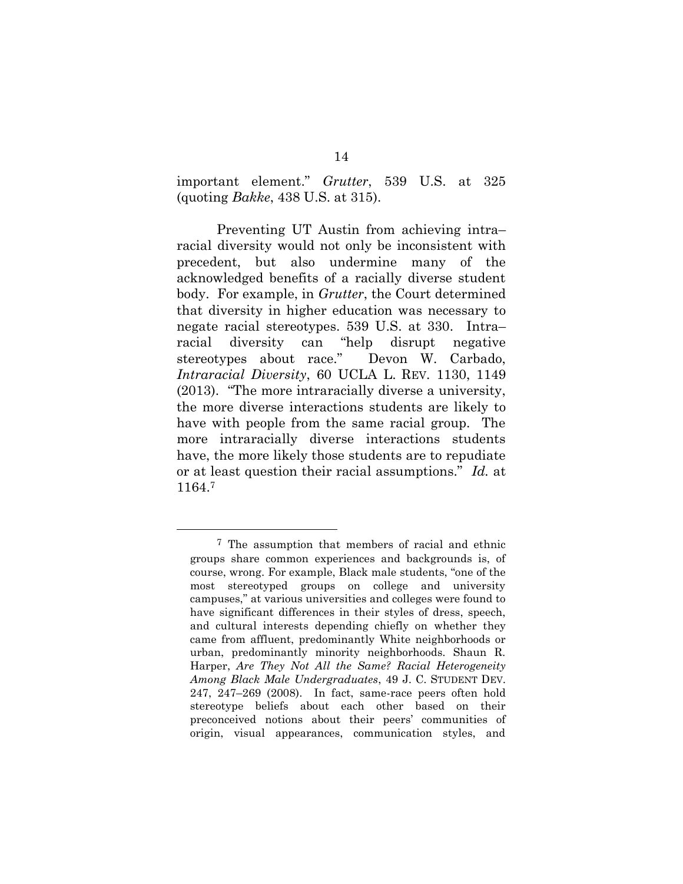important element." *Grutter*, 539 U.S. at 325 (quoting *Bakke*, 438 U.S. at 315).

Preventing UT Austin from achieving intra–racial diversity would not only be inconsistent with precedent, but also undermine many of the acknowledged benefits of a racially diverse student body. For example, in *Grutter*, the Court determined that diversity in higher education was necessary to negate racial stereotypes. 539 U.S. at 330. Intra–racial diversity can "help disrupt negative stereotypes about race." Devon W. Carbado, *Intraracial Diversity*, 60 UCLA L. REV. 1130, 1149 (2013). "The more intraracially diverse a university, the more diverse interactions students are likely to have with people from the same racial group. The more intraracially diverse interactions students have, the more likely those students are to repudiate or at least question their racial assumptions." *Id.* at 1164.[7]

[7] The assumption that members of racial and ethnic groups share common experiences and backgrounds is, of course, wrong. For example, Black male students, "one of the most stereotyped groups on college and university campuses," at various universities and colleges were found to have significant differences in their styles of dress, speech, and cultural interests depending chiefly on whether they came from affluent, predominantly White neighborhoods or urban, predominantly minority neighborhoods. Shaun R. Harper, *Are They Not All the Same? Racial Heterogeneity Among Black Male Undergraduates*, 49 J. C. STUDENT DEV. 247, 247–269 (2008). In fact, same-race peers often hold stereotype beliefs about each other based on their preconceived notions about their peers' communities of origin, visual appearances, communication styles, and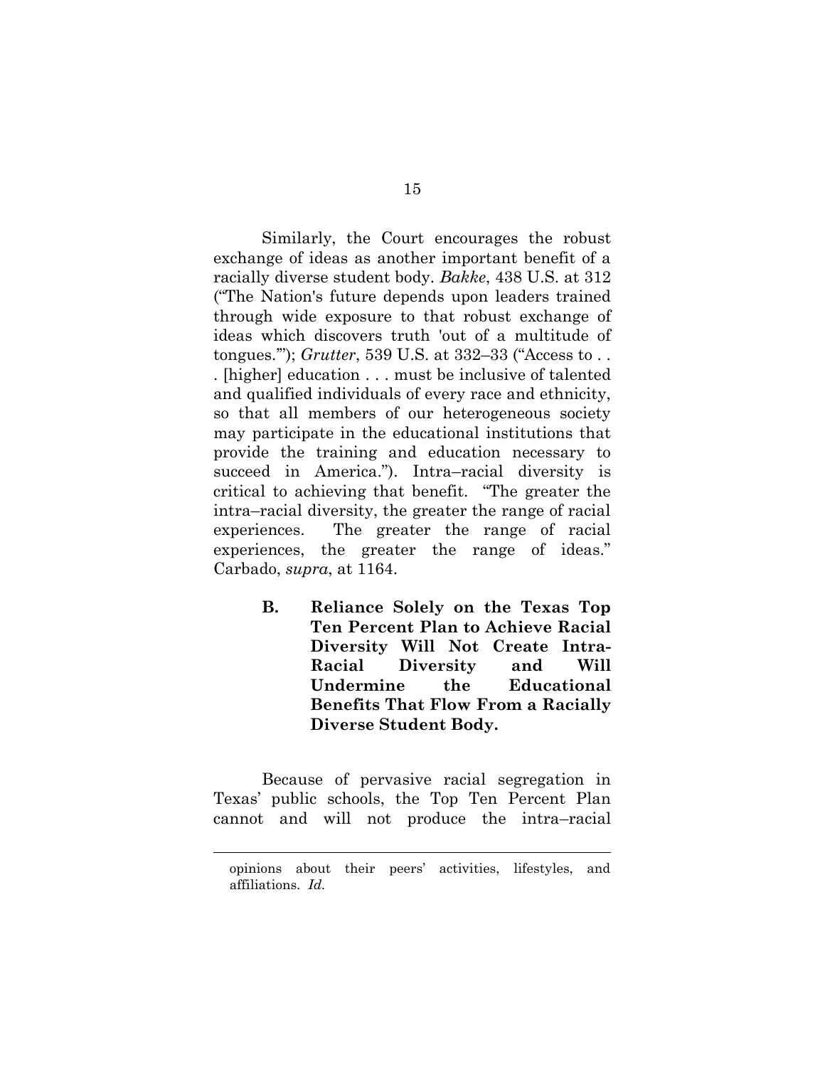Similarly, the Court encourages the robust exchange of ideas as another important benefit of a racially diverse student body. *Bakke*, 438 U.S. at 312 ("The Nation's future depends upon leaders trained through wide exposure to that robust exchange of ideas which discovers truth 'out of a multitude of tongues.'"); *Grutter*, 539 U.S. at 332–33 ("Access to . . . [higher] education . . . must be inclusive of talented and qualified individuals of every race and ethnicity, so that all members of our heterogeneous society may participate in the educational institutions that provide the training and education necessary to succeed in America."). Intra–racial diversity is critical to achieving that benefit. "The greater the intra–racial diversity, the greater the range of racial experiences. The greater the range of racial experiences, the greater the range of ideas." Carbado, *supra*, at 1164.

### B. Reliance Solely on the Texas Top Ten Percent Plan to Achieve Racial Diversity Will Not Create Intra-Racial Diversity and Will Undermine the Educational Benefits That Flow From a Racially Diverse Student Body.

Because of pervasive racial segregation in Texas' public schools, the Top Ten Percent Plan cannot and will not produce the intra–racial

---

opinions about their peers' activities, lifestyles, and affiliations. *Id.*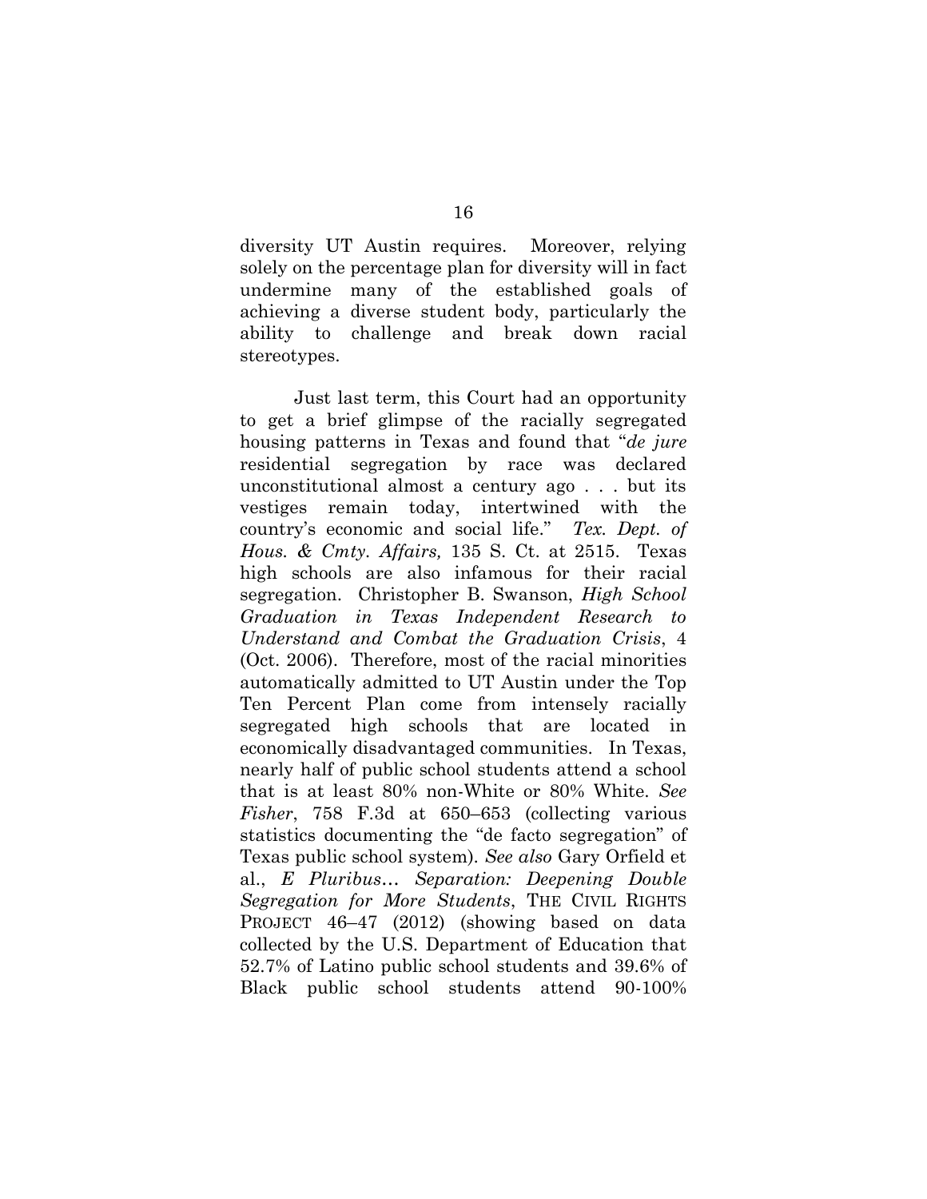diversity UT Austin requires. Moreover, relying solely on the percentage plan for diversity will in fact undermine many of the established goals of achieving a diverse student body, particularly the ability to challenge and break down racial stereotypes.

Just last term, this Court had an opportunity to get a brief glimpse of the racially segregated housing patterns in Texas and found that "*de jure* residential segregation by race was declared unconstitutional almost a century ago . . . but its vestiges remain today, intertwined with the country's economic and social life." *Tex. Dept. of Hous. & Cmty. Affairs,* 135 S. Ct. at 2515. Texas high schools are also infamous for their racial segregation. Christopher B. Swanson, *High School Graduation in Texas Independent Research to Understand and Combat the Graduation Crisis*, 4 (Oct. 2006). Therefore, most of the racial minorities automatically admitted to UT Austin under the Top Ten Percent Plan come from intensely racially segregated high schools that are located in economically disadvantaged communities. In Texas, nearly half of public school students attend a school that is at least 80% non-White or 80% White. *See Fisher*, 758 F.3d at 650–653 (collecting various statistics documenting the "de facto segregation" of Texas public school system). *See also* Gary Orfield et al., *E Pluribus… Separation: Deepening Double Segregation for More Students*, THE CIVIL RIGHTS PROJECT 46–47 (2012) (showing based on data collected by the U.S. Department of Education that 52.7% of Latino public school students and 39.6% of Black public school students attend 90-100%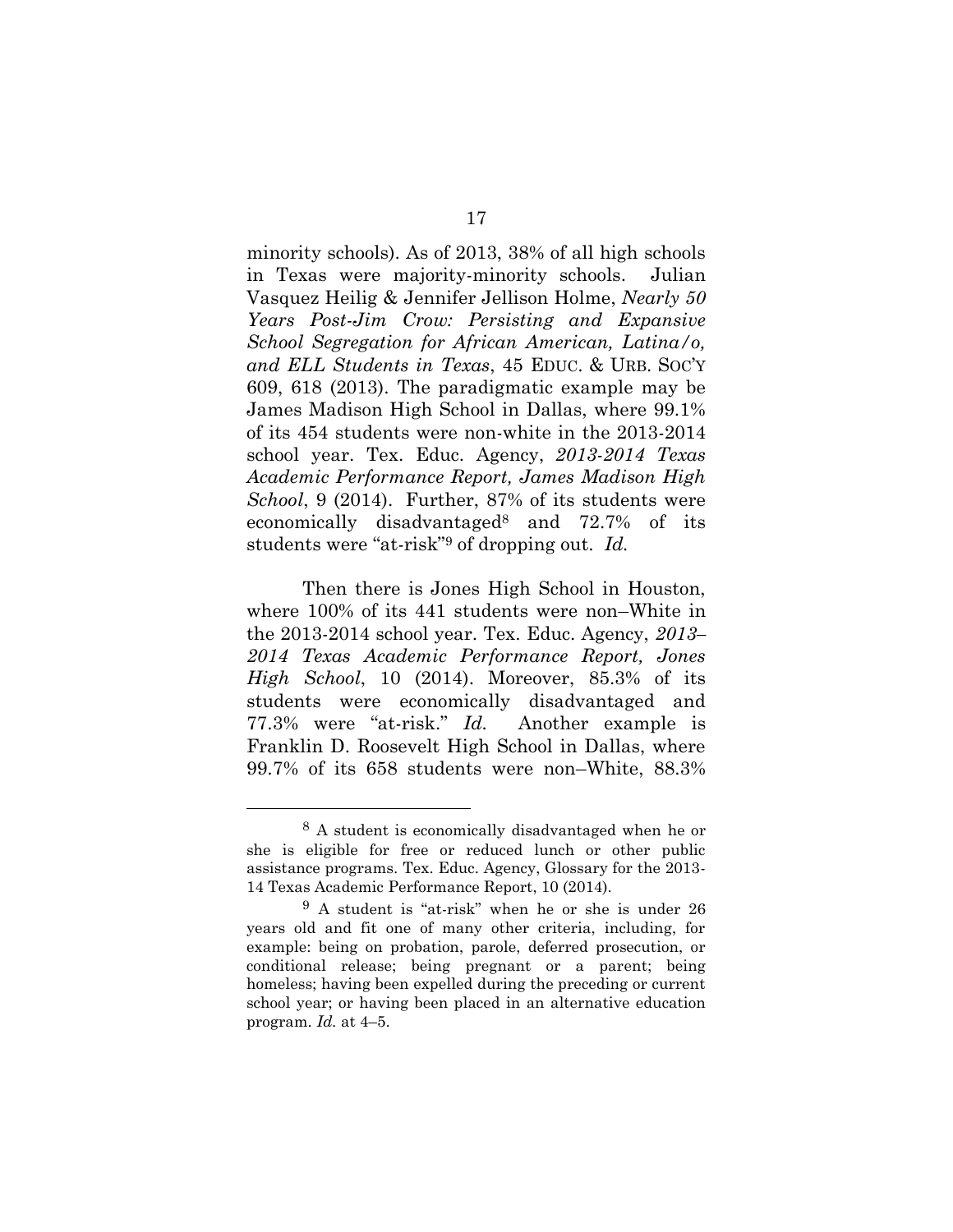minority schools). As of 2013, 38% of all high schools in Texas were majority-minority schools. Julian Vasquez Heilig & Jennifer Jellison Holme, *Nearly 50 Years Post-Jim Crow: Persisting and Expansive School Segregation for African American, Latina/o, and ELL Students in Texas*, 45 EDUC. & URB. SOC'Y 609, 618 (2013). The paradigmatic example may be James Madison High School in Dallas, where 99.1% of its 454 students were non-white in the 2013-2014 school year. Tex. Educ. Agency, *2013-2014 Texas Academic Performance Report, James Madison High School*, 9 (2014). Further, 87% of its students were economically disadvantaged[8] and 72.7% of its students were "at-risk"[9] of dropping out. *Id.*

Then there is Jones High School in Houston, where 100% of its 441 students were non–White in the 2013-2014 school year. Tex. Educ. Agency, *2013–2014 Texas Academic Performance Report, Jones High School*, 10 (2014). Moreover, 85.3% of its students were economically disadvantaged and 77.3% were "at-risk." *Id.* Another example is Franklin D. Roosevelt High School in Dallas, where 99.7% of its 658 students were non–White, 88.3%

---

[8] A student is economically disadvantaged when he or she is eligible for free or reduced lunch or other public assistance programs. Tex. Educ. Agency, Glossary for the 2013-14 Texas Academic Performance Report, 10 (2014).

[9] A student is "at-risk" when he or she is under 26 years old and fit one of many other criteria, including, for example: being on probation, parole, deferred prosecution, or conditional release; being pregnant or a parent; being homeless; having been expelled during the preceding or current school year; or having been placed in an alternative education program. *Id.* at 4–5.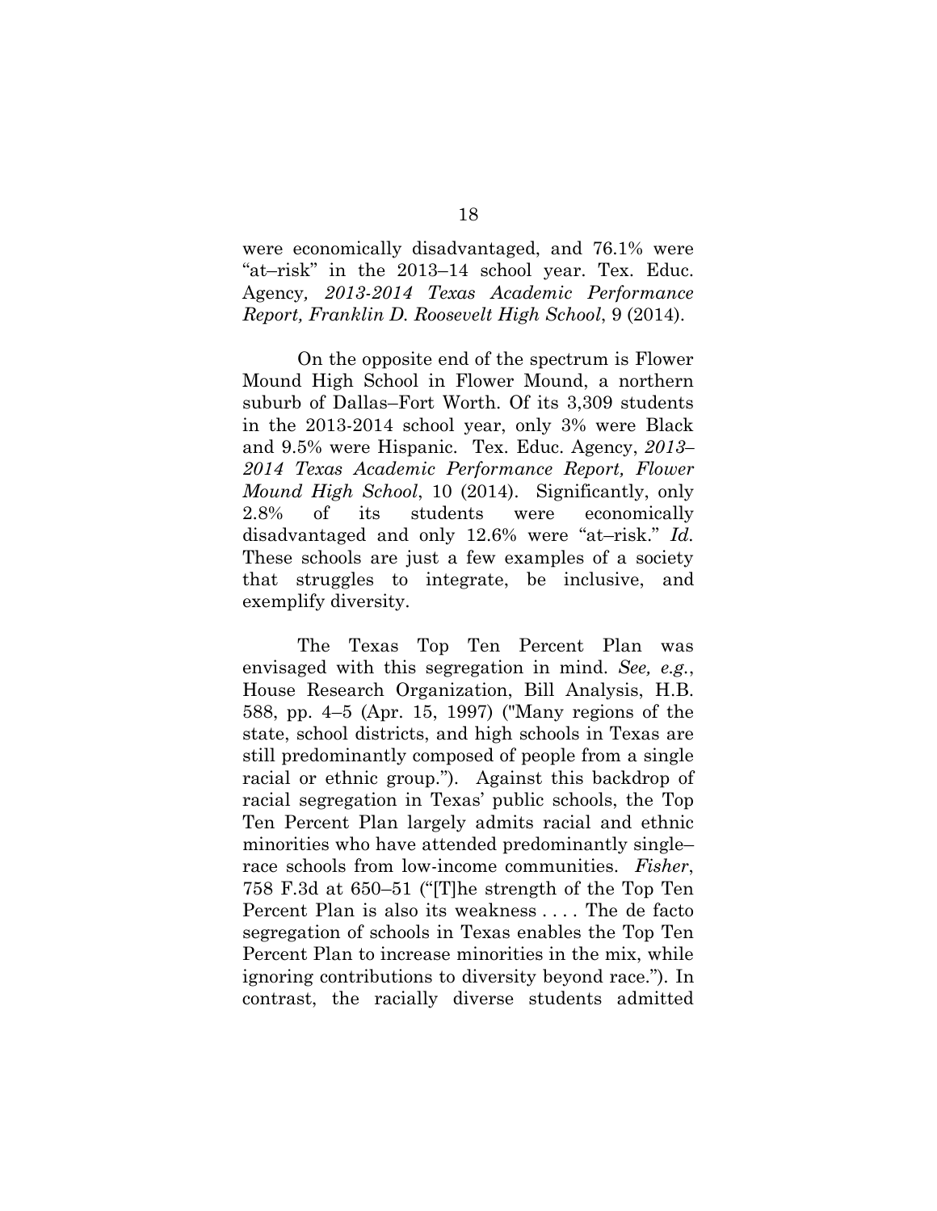were economically disadvantaged, and 76.1% were "at–risk" in the 2013–14 school year. Tex. Educ. Agency*, 2013-2014 Texas Academic Performance Report, Franklin D. Roosevelt High School*, 9 (2014).

On the opposite end of the spectrum is Flower Mound High School in Flower Mound, a northern suburb of Dallas–Fort Worth. Of its 3,309 students in the 2013-2014 school year, only 3% were Black and 9.5% were Hispanic. Tex. Educ. Agency, *2013–2014 Texas Academic Performance Report, Flower Mound High School*, 10 (2014). Significantly, only 2.8% of its students were economically disadvantaged and only 12.6% were "at–risk." *Id.* These schools are just a few examples of a society that struggles to integrate, be inclusive, and exemplify diversity.

The Texas Top Ten Percent Plan was envisaged with this segregation in mind. *See, e.g.*, House Research Organization, Bill Analysis, H.B. 588, pp. 4–5 (Apr. 15, 1997) ("Many regions of the state, school districts, and high schools in Texas are still predominantly composed of people from a single racial or ethnic group."). Against this backdrop of racial segregation in Texas' public schools, the Top Ten Percent Plan largely admits racial and ethnic minorities who have attended predominantly single–race schools from low-income communities. *Fisher*, 758 F.3d at 650–51 ("[T]he strength of the Top Ten Percent Plan is also its weakness . . . . The de facto segregation of schools in Texas enables the Top Ten Percent Plan to increase minorities in the mix, while ignoring contributions to diversity beyond race."). In contrast, the racially diverse students admitted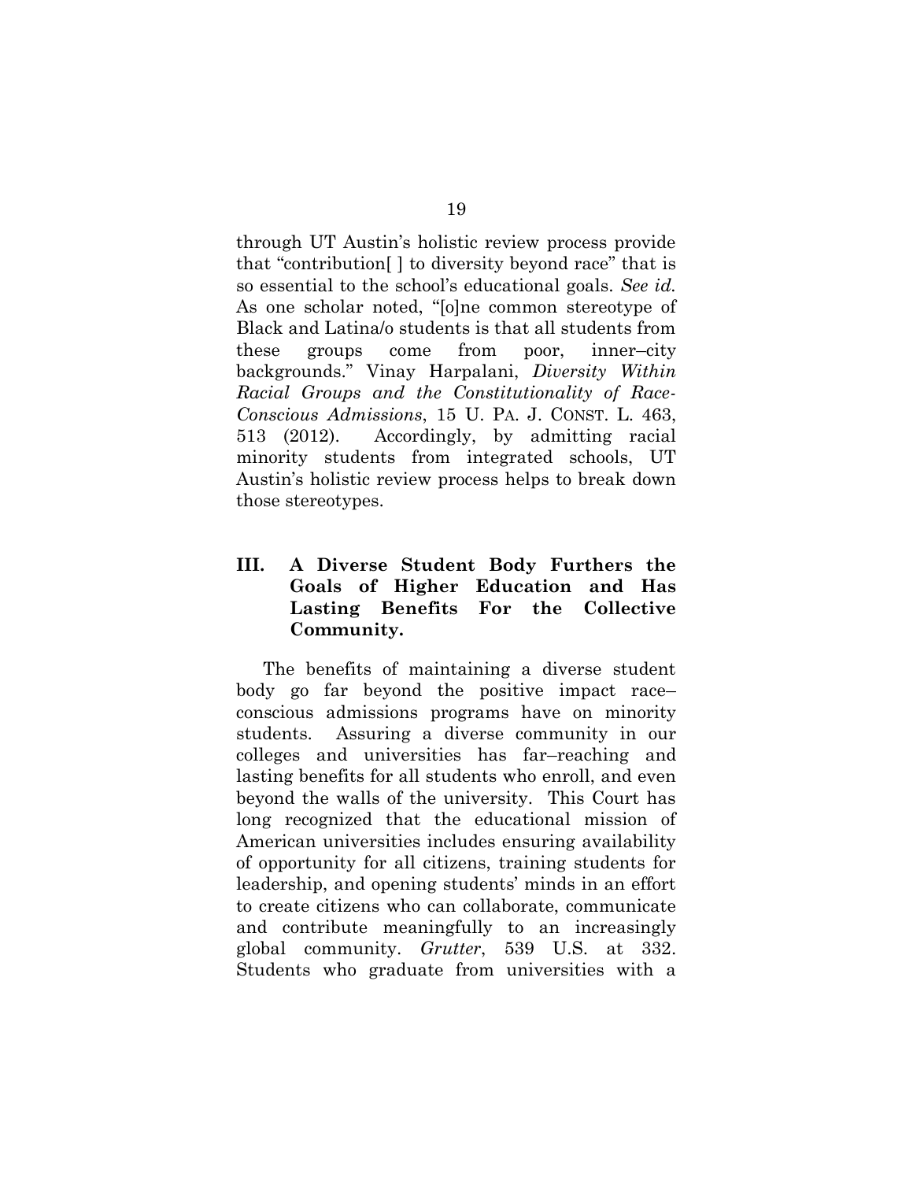through UT Austin's holistic review process provide that "contribution[ ] to diversity beyond race" that is so essential to the school's educational goals. *See id.* As one scholar noted, "[o]ne common stereotype of Black and Latina/o students is that all students from these groups come from poor, inner–city backgrounds." Vinay Harpalani, *Diversity Within Racial Groups and the Constitutionality of Race-Conscious Admissions*, 15 U. PA. J. CONST. L. 463, 513 (2012). Accordingly, by admitting racial minority students from integrated schools, UT Austin's holistic review process helps to break down those stereotypes.

## III. A Diverse Student Body Furthers the Goals of Higher Education and Has Lasting Benefits For the Collective Community.

The benefits of maintaining a diverse student body go far beyond the positive impact race–conscious admissions programs have on minority students. Assuring a diverse community in our colleges and universities has far–reaching and lasting benefits for all students who enroll, and even beyond the walls of the university. This Court has long recognized that the educational mission of American universities includes ensuring availability of opportunity for all citizens, training students for leadership, and opening students' minds in an effort to create citizens who can collaborate, communicate and contribute meaningfully to an increasingly global community. *Grutter*, 539 U.S. at 332. Students who graduate from universities with a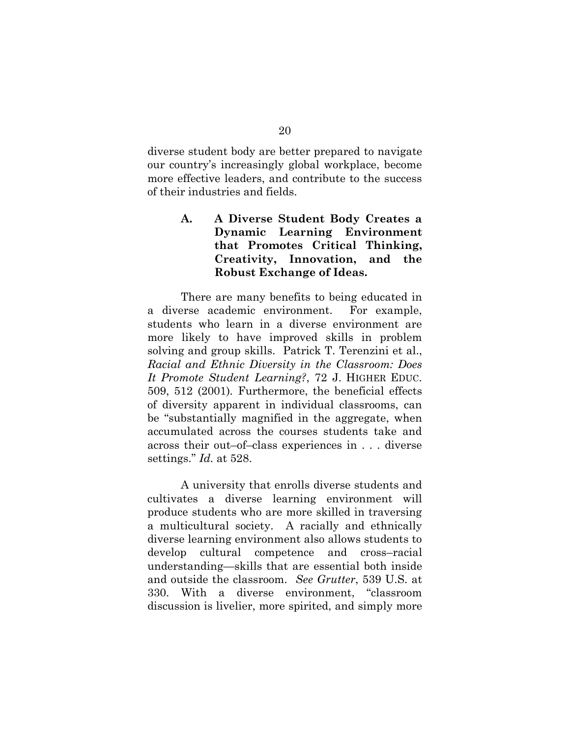diverse student body are better prepared to navigate our country's increasingly global workplace, become more effective leaders, and contribute to the success of their industries and fields.

### A. A Diverse Student Body Creates a Dynamic Learning Environment that Promotes Critical Thinking, Creativity, Innovation, and the Robust Exchange of Ideas.

There are many benefits to being educated in a diverse academic environment. For example, students who learn in a diverse environment are more likely to have improved skills in problem solving and group skills. Patrick T. Terenzini et al., *Racial and Ethnic Diversity in the Classroom: Does It Promote Student Learning?*, 72 J. HIGHER EDUC. 509, 512 (2001). Furthermore, the beneficial effects of diversity apparent in individual classrooms, can be "substantially magnified in the aggregate, when accumulated across the courses students take and across their out–of–class experiences in . . . diverse settings." *Id.* at 528.

A university that enrolls diverse students and cultivates a diverse learning environment will produce students who are more skilled in traversing a multicultural society. A racially and ethnically diverse learning environment also allows students to develop cultural competence and cross–racial understanding—skills that are essential both inside and outside the classroom. *See Grutter*, 539 U.S. at 330. With a diverse environment, "classroom discussion is livelier, more spirited, and simply more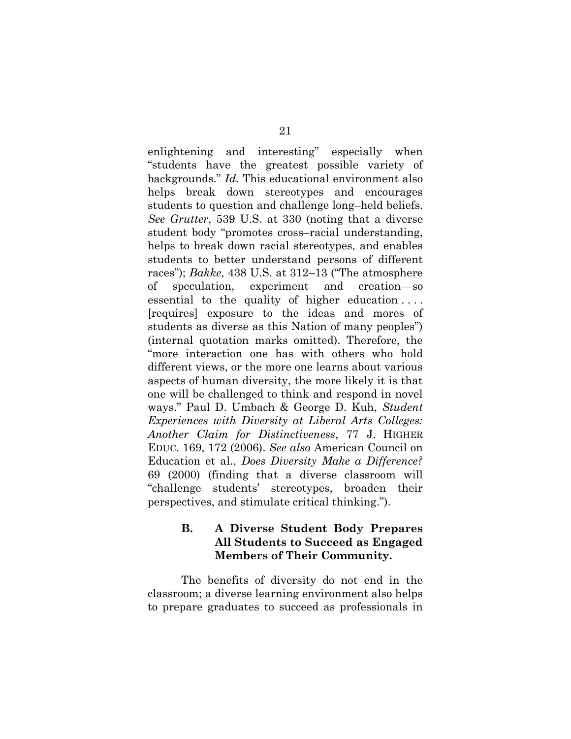enlightening and interesting" especially when "students have the greatest possible variety of backgrounds." *Id.* This educational environment also helps break down stereotypes and encourages students to question and challenge long–held beliefs. *See Grutter*, 539 U.S. at 330 (noting that a diverse student body "promotes cross–racial understanding, helps to break down racial stereotypes, and enables students to better understand persons of different races"); *Bakke*, 438 U.S. at 312–13 ("The atmosphere of speculation, experiment and creation—so essential to the quality of higher education . . . . [requires] exposure to the ideas and mores of students as diverse as this Nation of many peoples") (internal quotation marks omitted). Therefore, the "more interaction one has with others who hold different views, or the more one learns about various aspects of human diversity, the more likely it is that one will be challenged to think and respond in novel ways." Paul D. Umbach & George D. Kuh, *Student Experiences with Diversity at Liberal Arts Colleges: Another Claim for Distinctiveness*, 77 J. HIGHER EDUC. 169, 172 (2006). *See also* American Council on Education et al., *Does Diversity Make a Difference?* 69 (2000) (finding that a diverse classroom will "challenge students' stereotypes, broaden their perspectives, and stimulate critical thinking.").

### B. A Diverse Student Body Prepares All Students to Succeed as Engaged Members of Their Community.

The benefits of diversity do not end in the classroom; a diverse learning environment also helps to prepare graduates to succeed as professionals in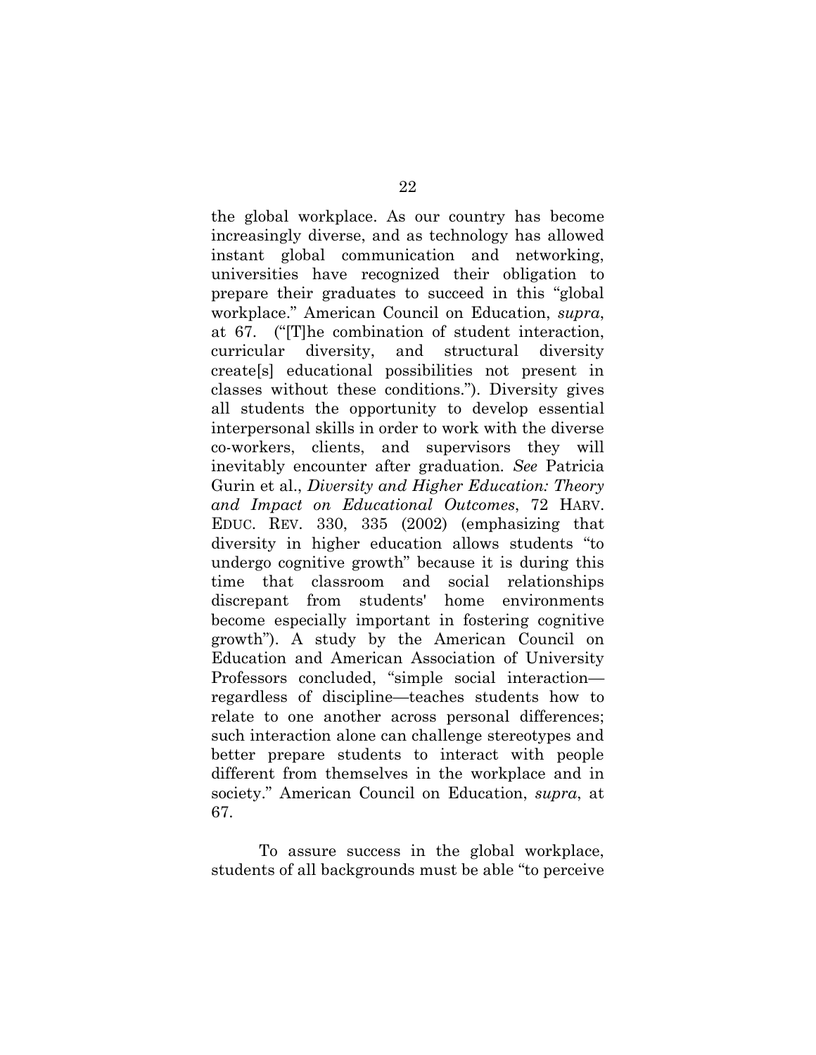the global workplace. As our country has become increasingly diverse, and as technology has allowed instant global communication and networking, universities have recognized their obligation to prepare their graduates to succeed in this "global workplace." American Council on Education, *supra*, at 67. ("[T]he combination of student interaction, curricular diversity, and structural diversity create[s] educational possibilities not present in classes without these conditions."). Diversity gives all students the opportunity to develop essential interpersonal skills in order to work with the diverse co-workers, clients, and supervisors they will inevitably encounter after graduation. *See* Patricia Gurin et al., *Diversity and Higher Education: Theory and Impact on Educational Outcomes*, 72 HARV. EDUC. REV. 330, 335 (2002) (emphasizing that diversity in higher education allows students "to undergo cognitive growth" because it is during this time that classroom and social relationships discrepant from students' home environments become especially important in fostering cognitive growth"). A study by the American Council on Education and American Association of University Professors concluded, "simple social interaction—regardless of discipline—teaches students how to relate to one another across personal differences; such interaction alone can challenge stereotypes and better prepare students to interact with people different from themselves in the workplace and in society." American Council on Education, *supra*, at 67.

To assure success in the global workplace, students of all backgrounds must be able "to perceive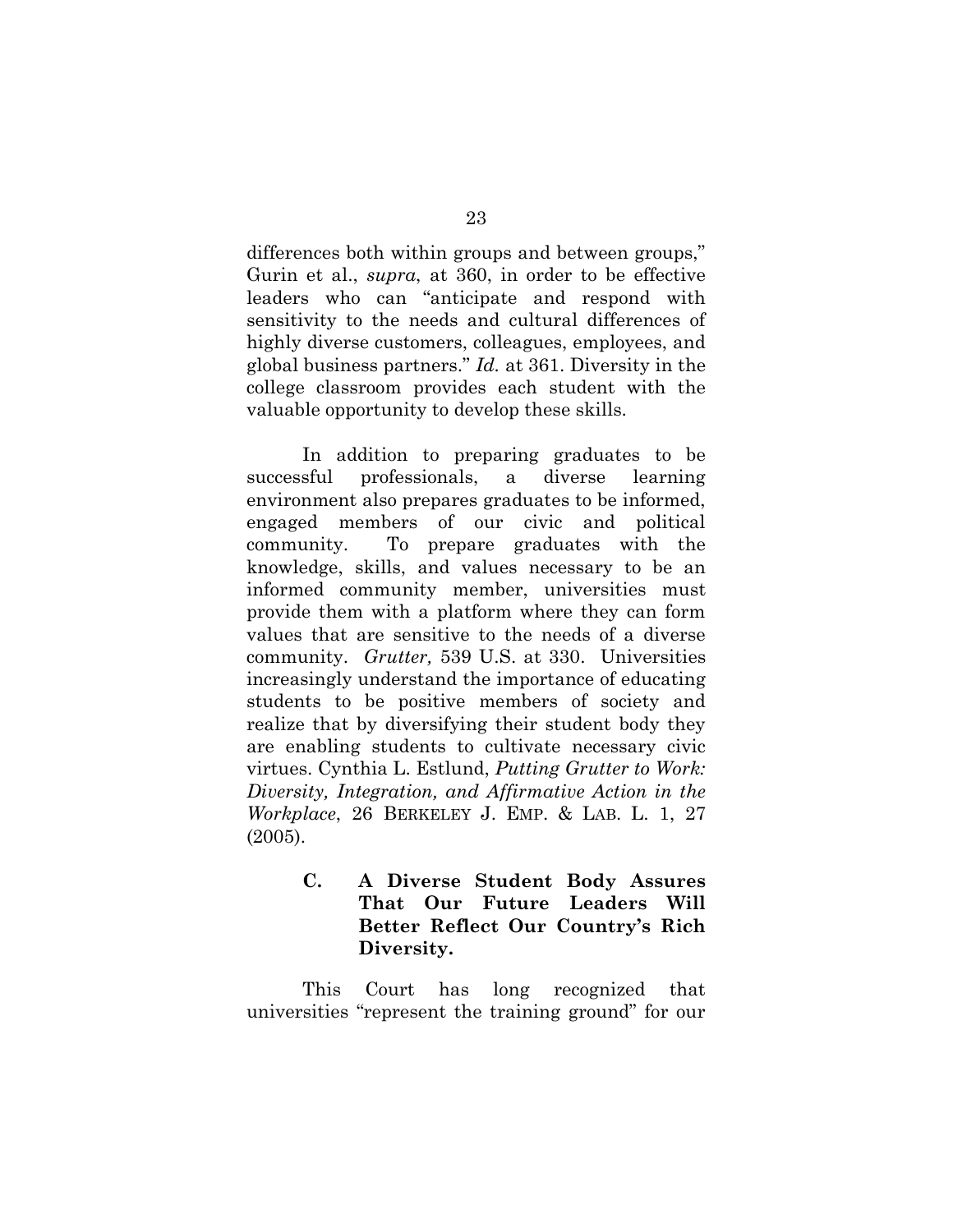differences both within groups and between groups," Gurin et al., *supra*, at 360, in order to be effective leaders who can "anticipate and respond with sensitivity to the needs and cultural differences of highly diverse customers, colleagues, employees, and global business partners." *Id.* at 361. Diversity in the college classroom provides each student with the valuable opportunity to develop these skills.

In addition to preparing graduates to be successful professionals, a diverse learning environment also prepares graduates to be informed, engaged members of our civic and political community. To prepare graduates with the knowledge, skills, and values necessary to be an informed community member, universities must provide them with a platform where they can form values that are sensitive to the needs of a diverse community. *Grutter,* 539 U.S. at 330. Universities increasingly understand the importance of educating students to be positive members of society and realize that by diversifying their student body they are enabling students to cultivate necessary civic virtues. Cynthia L. Estlund, *Putting Grutter to Work: Diversity, Integration, and Affirmative Action in the Workplace*, 26 BERKELEY J. EMP. & LAB. L. 1, 27 (2005).

### C. A Diverse Student Body Assures That Our Future Leaders Will Better Reflect Our Country's Rich Diversity.

This Court has long recognized that universities "represent the training ground" for our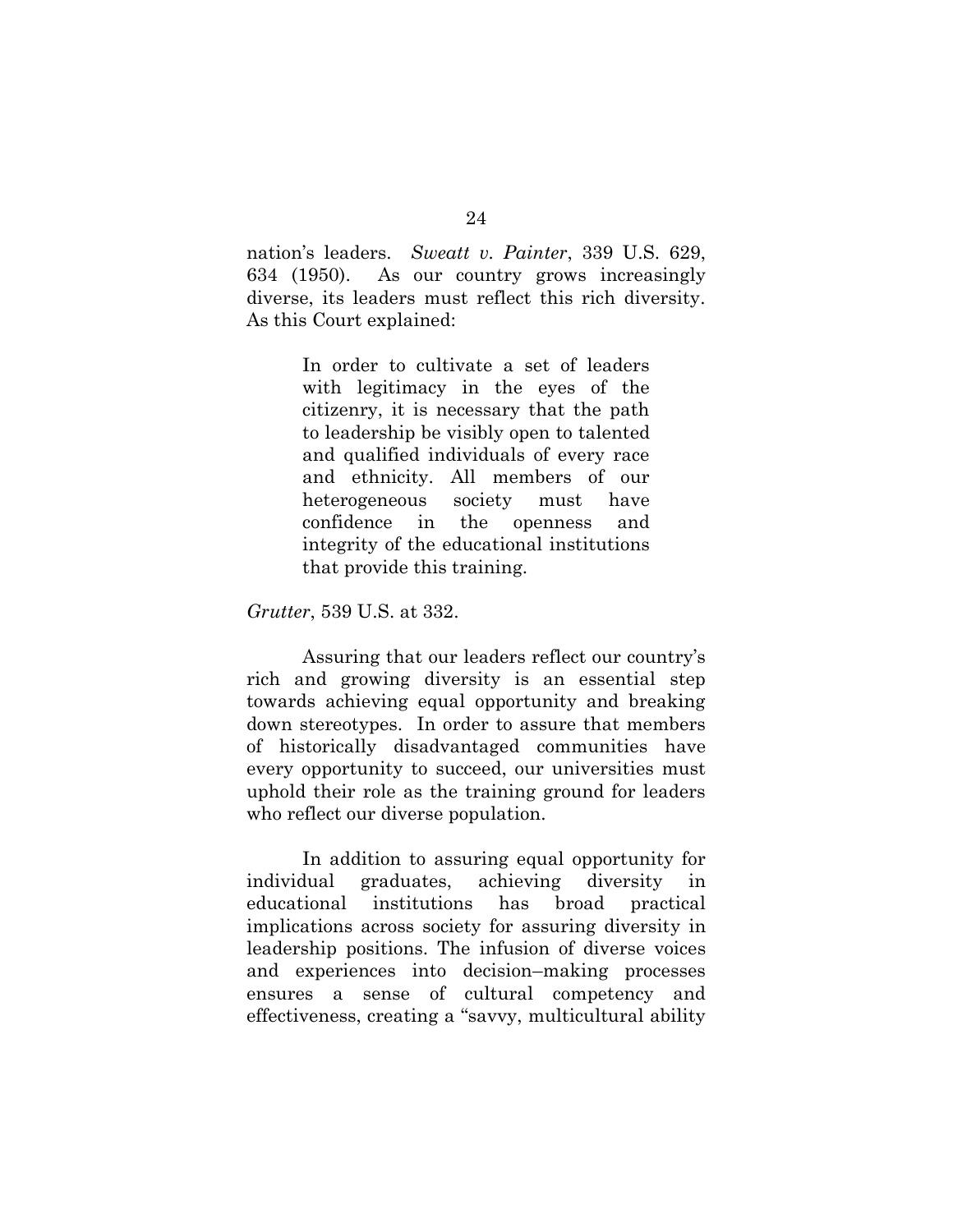nation's leaders. *Sweatt v. Painter*, 339 U.S. 629, 634 (1950). As our country grows increasingly diverse, its leaders must reflect this rich diversity. As this Court explained:

> In order to cultivate a set of leaders with legitimacy in the eyes of the citizenry, it is necessary that the path to leadership be visibly open to talented and qualified individuals of every race and ethnicity. All members of our heterogeneous society must have confidence in the openness and integrity of the educational institutions that provide this training.

*Grutter*, 539 U.S. at 332.

Assuring that our leaders reflect our country's rich and growing diversity is an essential step towards achieving equal opportunity and breaking down stereotypes. In order to assure that members of historically disadvantaged communities have every opportunity to succeed, our universities must uphold their role as the training ground for leaders who reflect our diverse population.

In addition to assuring equal opportunity for individual graduates, achieving diversity in educational institutions has broad practical implications across society for assuring diversity in leadership positions. The infusion of diverse voices and experiences into decision–making processes ensures a sense of cultural competency and effectiveness, creating a "savvy, multicultural ability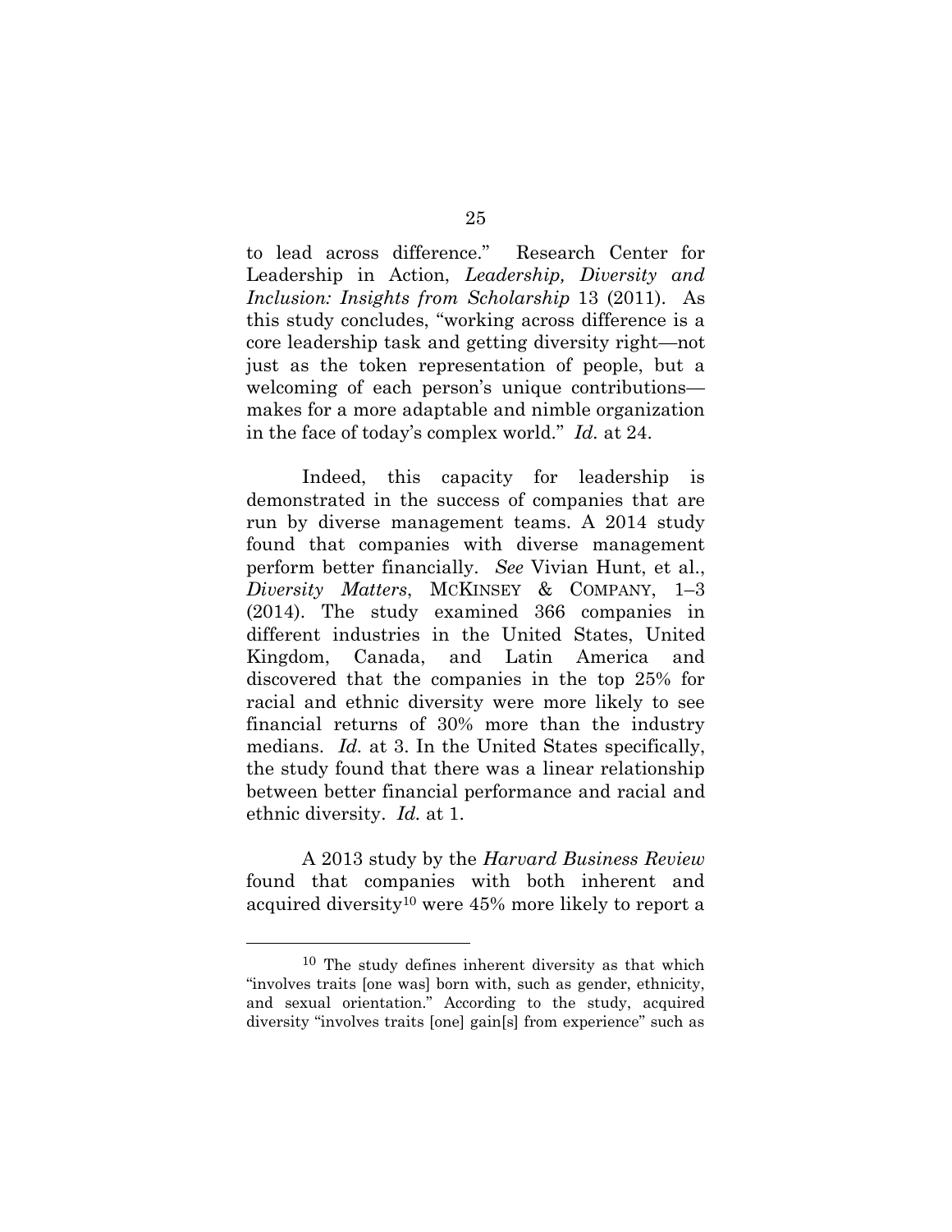to lead across difference." Research Center for Leadership in Action, *Leadership, Diversity and Inclusion: Insights from Scholarship* 13 (2011). As this study concludes, "working across difference is a core leadership task and getting diversity right—not just as the token representation of people, but a welcoming of each person's unique contributions—makes for a more adaptable and nimble organization in the face of today's complex world." *Id.* at 24.

Indeed, this capacity for leadership is demonstrated in the success of companies that are run by diverse management teams. A 2014 study found that companies with diverse management perform better financially. *See* Vivian Hunt, et al., *Diversity Matters*, MCKINSEY & COMPANY, 1–3 (2014). The study examined 366 companies in different industries in the United States, United Kingdom, Canada, and Latin America and discovered that the companies in the top 25% for racial and ethnic diversity were more likely to see financial returns of 30% more than the industry medians. *Id.* at 3. In the United States specifically, the study found that there was a linear relationship between better financial performance and racial and ethnic diversity. *Id.* at 1.

A 2013 study by the *Harvard Business Review* found that companies with both inherent and acquired diversity[10] were 45% more likely to report a

---

[10] The study defines inherent diversity as that which "involves traits [one was] born with, such as gender, ethnicity, and sexual orientation." According to the study, acquired diversity "involves traits [one] gain[s] from experience" such as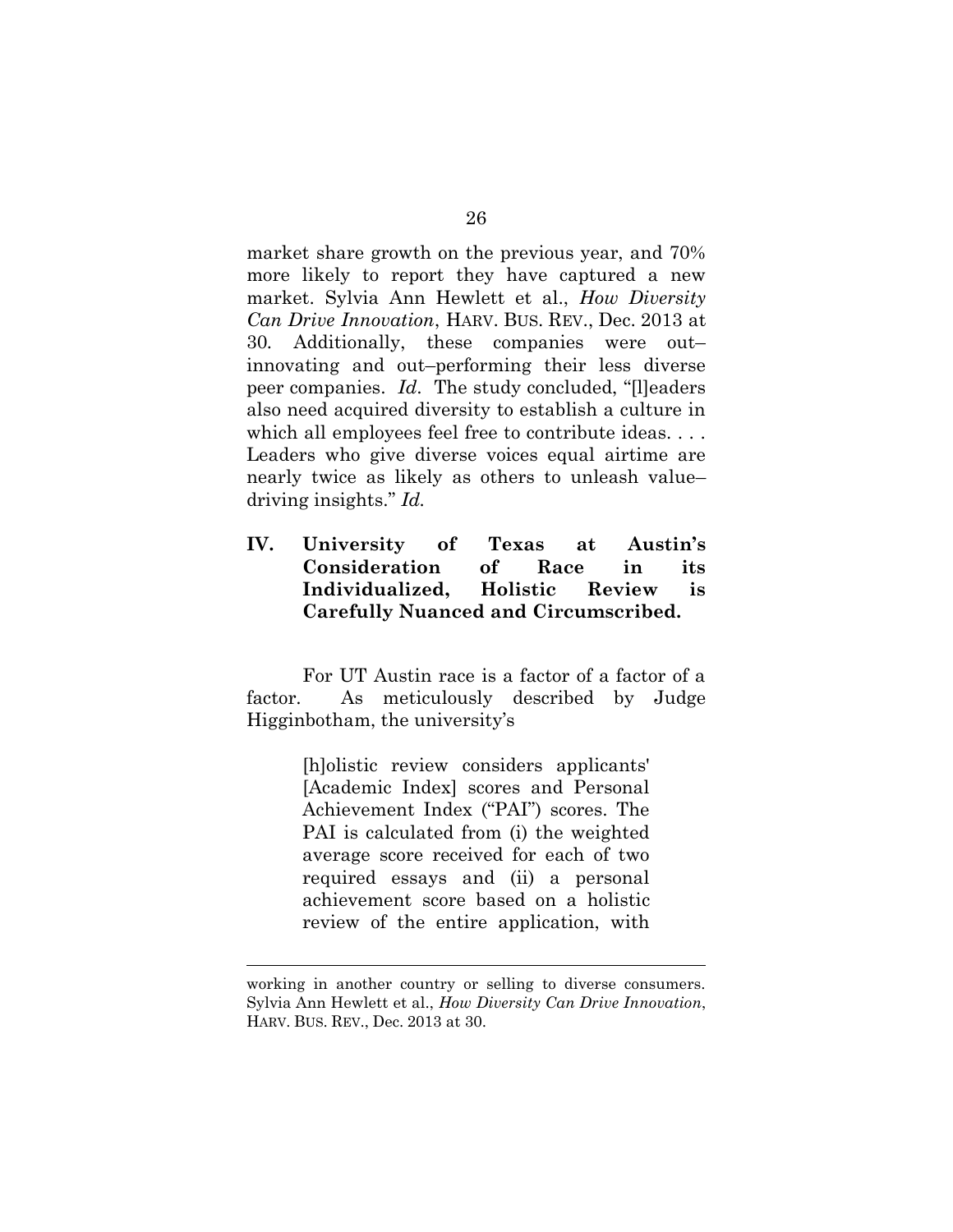market share growth on the previous year, and 70% more likely to report they have captured a new market. Sylvia Ann Hewlett et al., *How Diversity Can Drive Innovation*, HARV. BUS. REV., Dec. 2013 at 30. Additionally, these companies were out–innovating and out–performing their less diverse peer companies. *Id.* The study concluded, "[l]eaders also need acquired diversity to establish a culture in which all employees feel free to contribute ideas. . . . Leaders who give diverse voices equal airtime are nearly twice as likely as others to unleash value–driving insights." *Id.*

## IV. University of Texas at Austin's Consideration of Race in its Individualized, Holistic Review is Carefully Nuanced and Circumscribed.

For UT Austin race is a factor of a factor of a factor. As meticulously described by Judge Higginbotham, the university's

> [h]olistic review considers applicants' [Academic Index] scores and Personal Achievement Index ("PAI") scores. The PAI is calculated from (i) the weighted average score received for each of two required essays and (ii) a personal achievement score based on a holistic review of the entire application, with

---

working in another country or selling to diverse consumers. Sylvia Ann Hewlett et al., *How Diversity Can Drive Innovation*, HARV. BUS. REV., Dec. 2013 at 30.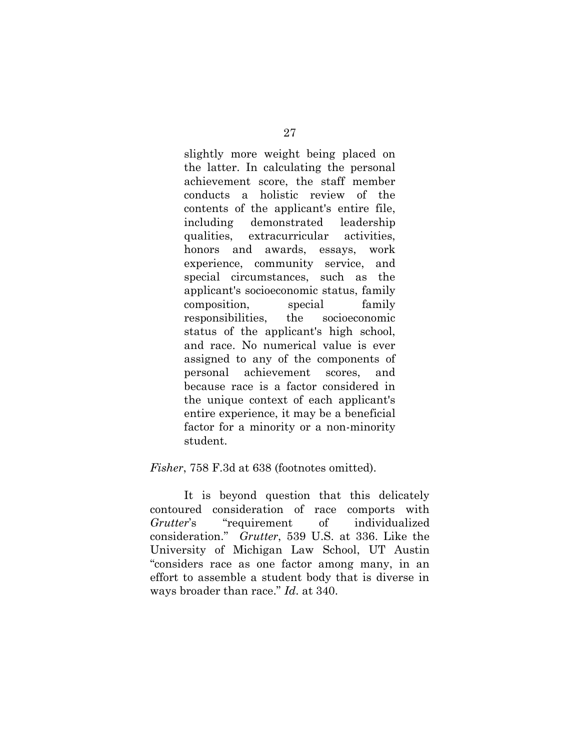> slightly more weight being placed on the latter. In calculating the personal achievement score, the staff member conducts a holistic review of the contents of the applicant's entire file, including demonstrated leadership qualities, extracurricular activities, honors and awards, essays, work experience, community service, and special circumstances, such as the applicant's socioeconomic status, family composition, special family responsibilities, the socioeconomic status of the applicant's high school, and race. No numerical value is ever assigned to any of the components of personal achievement scores, and because race is a factor considered in the unique context of each applicant's entire experience, it may be a beneficial factor for a minority or a non-minority student.

*Fisher*, 758 F.3d at 638 (footnotes omitted).

It is beyond question that this delicately contoured consideration of race comports with *Grutter*'s "requirement of individualized consideration." *Grutter*, 539 U.S. at 336. Like the University of Michigan Law School, UT Austin "considers race as one factor among many, in an effort to assemble a student body that is diverse in ways broader than race." *Id.* at 340.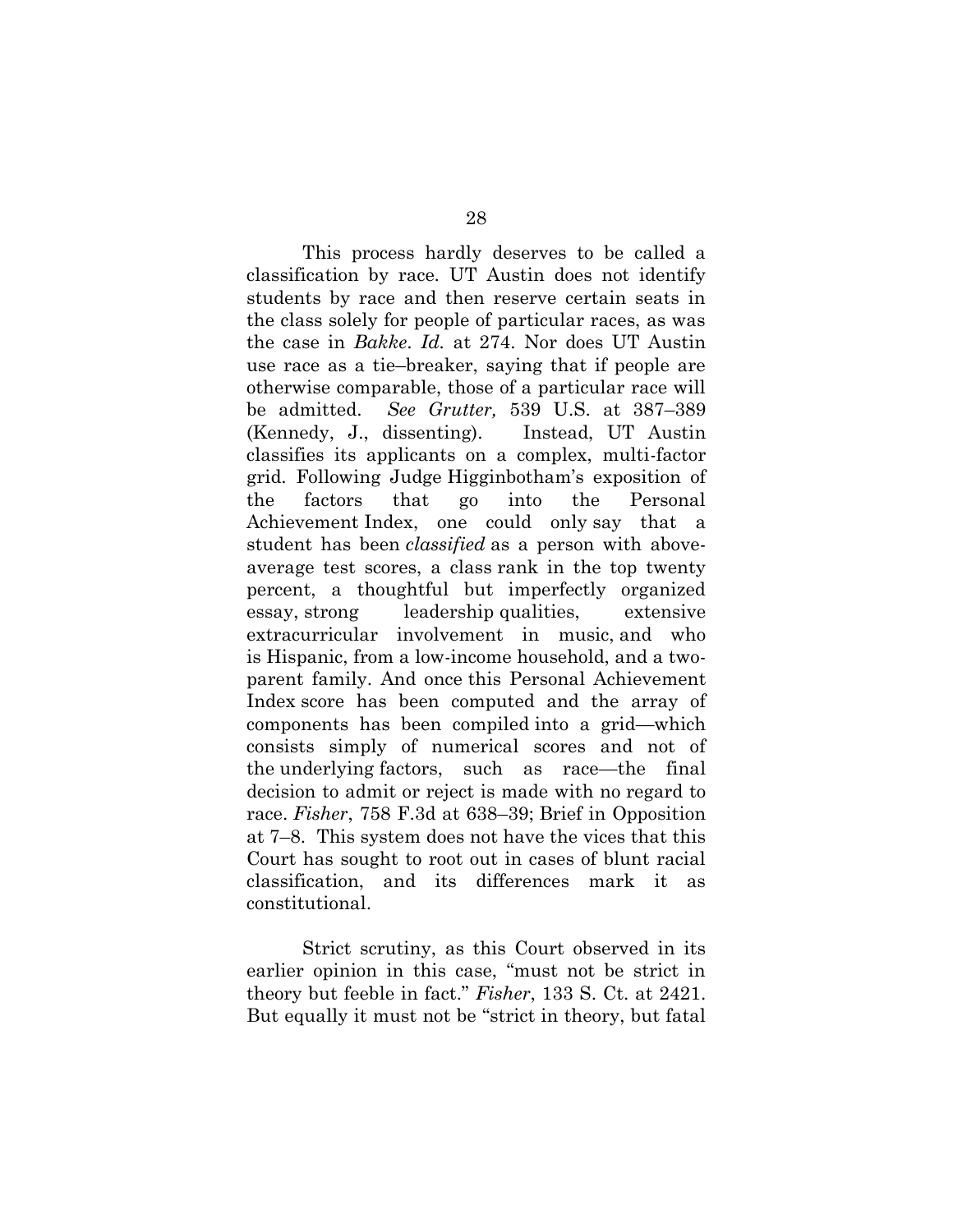This process hardly deserves to be called a classification by race. UT Austin does not identify students by race and then reserve certain seats in the class solely for people of particular races, as was the case in *Bakke*. *Id.* at 274. Nor does UT Austin use race as a tie–breaker, saying that if people are otherwise comparable, those of a particular race will be admitted. *See Grutter,* 539 U.S. at 387–389 (Kennedy, J., dissenting). Instead, UT Austin classifies its applicants on a complex, multi-factor grid. Following Judge Higginbotham's exposition of the factors that go into the Personal Achievement Index, one could only say that a student has been *classified* as a person with above-average test scores, a class rank in the top twenty percent, a thoughtful but imperfectly organized essay, strong leadership qualities, extensive extracurricular involvement in music, and who is Hispanic, from a low-income household, and a two-parent family. And once this Personal Achievement Index score has been computed and the array of components has been compiled into a grid—which consists simply of numerical scores and not of the underlying factors, such as race—the final decision to admit or reject is made with no regard to race. *Fisher*, 758 F.3d at 638–39; Brief in Opposition at 7–8. This system does not have the vices that this Court has sought to root out in cases of blunt racial classification, and its differences mark it as constitutional.

Strict scrutiny, as this Court observed in its earlier opinion in this case, "must not be strict in theory but feeble in fact." *Fisher*, 133 S. Ct. at 2421. But equally it must not be "strict in theory, but fatal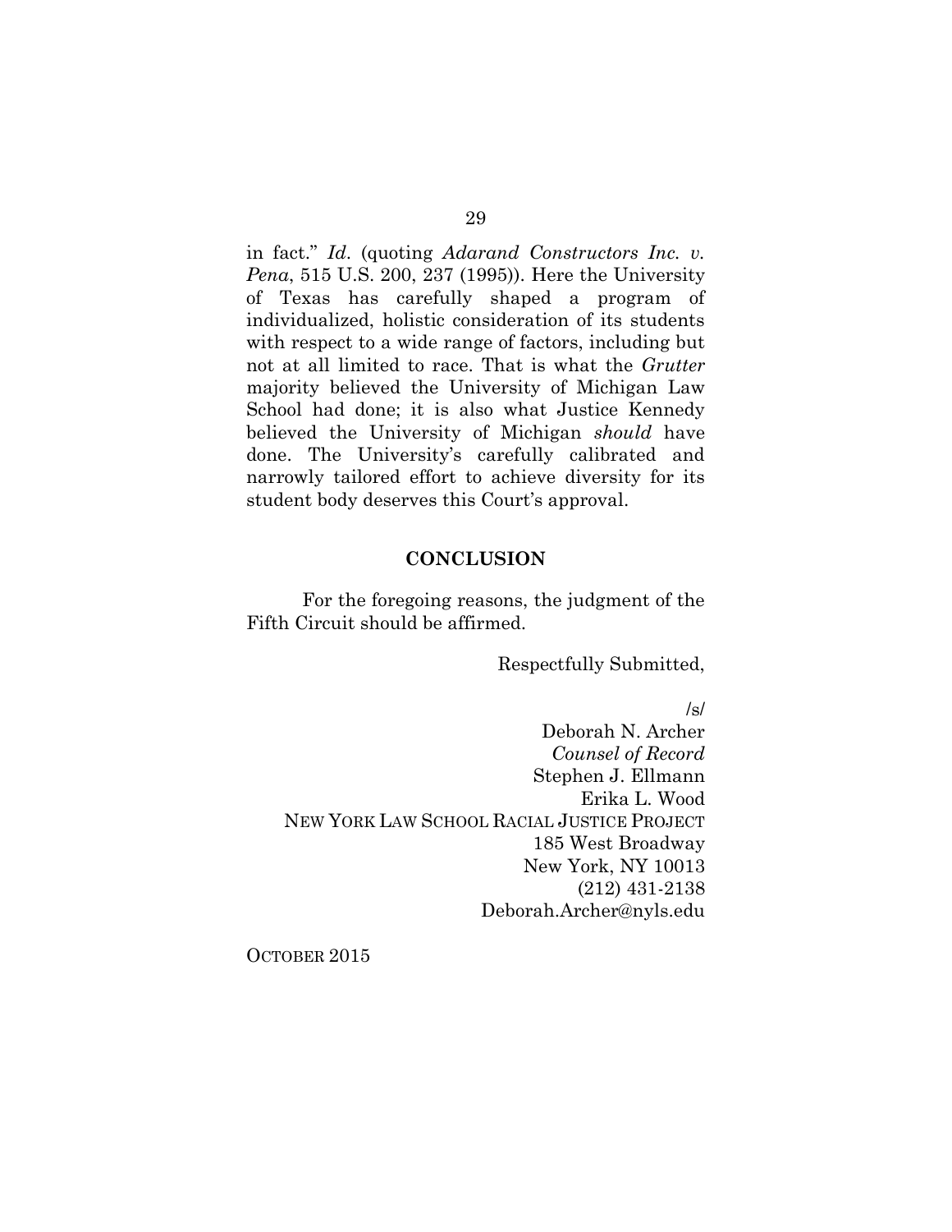in fact." *Id*. (quoting *Adarand Constructors Inc. v. Pena*, 515 U.S. 200, 237 (1995)). Here the University of Texas has carefully shaped a program of individualized, holistic consideration of its students with respect to a wide range of factors, including but not at all limited to race. That is what the *Grutter* majority believed the University of Michigan Law School had done; it is also what Justice Kennedy believed the University of Michigan *should* have done. The University's carefully calibrated and narrowly tailored effort to achieve diversity for its student body deserves this Court's approval.

## CONCLUSION

For the foregoing reasons, the judgment of the Fifth Circuit should be affirmed.

Respectfully Submitted,

/s/
Deborah N. Archer
*Counsel of Record*
Stephen J. Ellmann
Erika L. Wood
NEW YORK LAW SCHOOL RACIAL JUSTICE PROJECT
185 West Broadway
New York, NY 10013
(212) 431-2138
Deborah.Archer@nyls.edu

OCTOBER 2015